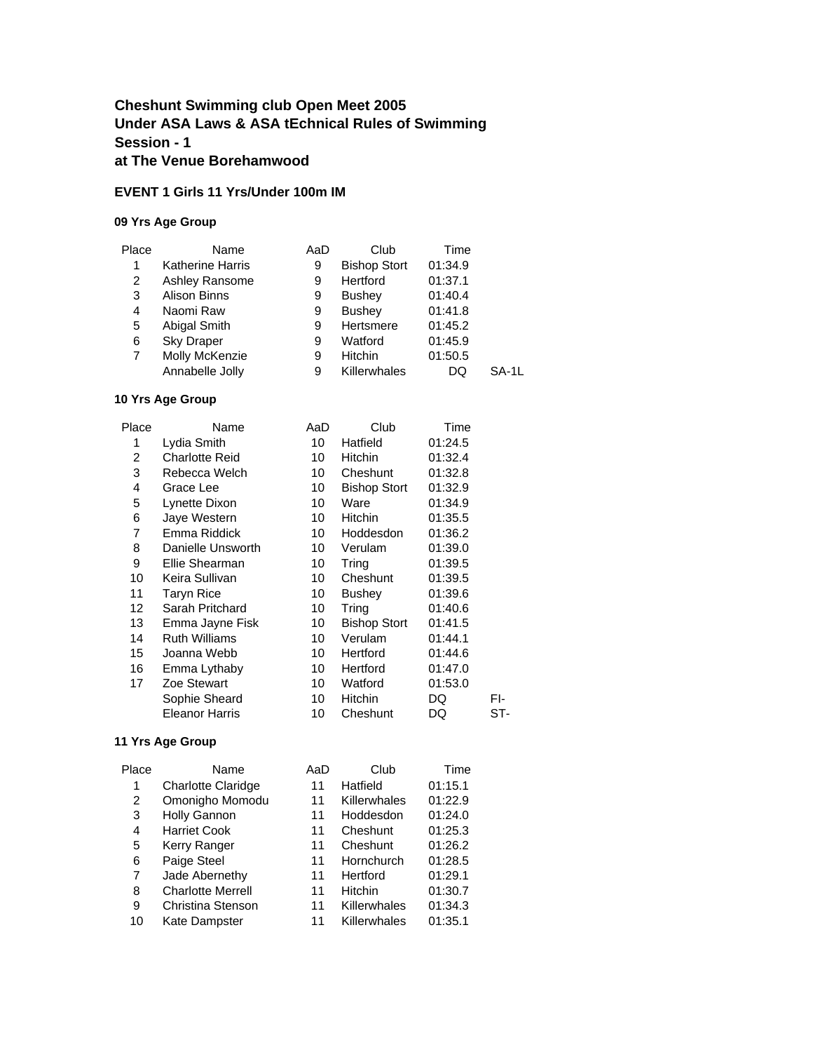**Cheshunt Swimming club Open Meet 2005**
**Under ASA Laws & ASA tEchnical Rules of Swimming**
**Session - 1**
**at The Venue Borehamwood**

**EVENT 1 Girls 11 Yrs/Under 100m IM**

**09 Yrs Age Group**

| Place | Name | AaD | Club | Time | |
|---|---|---|---|---|---|
| 1 | Katherine Harris | 9 | Bishop Stort | 01:34.9 | |
| 2 | Ashley Ransome | 9 | Hertford | 01:37.1 | |
| 3 | Alison Binns | 9 | Bushey | 01:40.4 | |
| 4 | Naomi Raw | 9 | Bushey | 01:41.8 | |
| 5 | Abigal Smith | 9 | Hertsmere | 01:45.2 | |
| 6 | Sky Draper | 9 | Watford | 01:45.9 | |
| 7 | Molly McKenzie | 9 | Hitchin | 01:50.5 | |
| | Annabelle Jolly | 9 | Killerwhales | DQ | SA-1L |

**10 Yrs Age Group**

| Place | Name | AaD | Club | Time | |
|---|---|---|---|---|---|
| 1 | Lydia Smith | 10 | Hatfield | 01:24.5 | |
| 2 | Charlotte Reid | 10 | Hitchin | 01:32.4 | |
| 3 | Rebecca Welch | 10 | Cheshunt | 01:32.8 | |
| 4 | Grace Lee | 10 | Bishop Stort | 01:32.9 | |
| 5 | Lynette Dixon | 10 | Ware | 01:34.9 | |
| 6 | Jaye Western | 10 | Hitchin | 01:35.5 | |
| 7 | Emma Riddick | 10 | Hoddesdon | 01:36.2 | |
| 8 | Danielle Unsworth | 10 | Verulam | 01:39.0 | |
| 9 | Ellie Shearman | 10 | Tring | 01:39.5 | |
| 10 | Keira Sullivan | 10 | Cheshunt | 01:39.5 | |
| 11 | Taryn Rice | 10 | Bushey | 01:39.6 | |
| 12 | Sarah Pritchard | 10 | Tring | 01:40.6 | |
| 13 | Emma Jayne Fisk | 10 | Bishop Stort | 01:41.5 | |
| 14 | Ruth Williams | 10 | Verulam | 01:44.1 | |
| 15 | Joanna Webb | 10 | Hertford | 01:44.6 | |
| 16 | Emma Lythaby | 10 | Hertford | 01:47.0 | |
| 17 | Zoe Stewart | 10 | Watford | 01:53.0 | |
| | Sophie Sheard | 10 | Hitchin | DQ | FI- |
| | Eleanor Harris | 10 | Cheshunt | DQ | ST- |

**11 Yrs Age Group**

| Place | Name | AaD | Club | Time |
|---|---|---|---|---|
| 1 | Charlotte Claridge | 11 | Hatfield | 01:15.1 |
| 2 | Omonigho Momodu | 11 | Killerwhales | 01:22.9 |
| 3 | Holly Gannon | 11 | Hoddesdon | 01:24.0 |
| 4 | Harriet Cook | 11 | Cheshunt | 01:25.3 |
| 5 | Kerry Ranger | 11 | Cheshunt | 01:26.2 |
| 6 | Paige Steel | 11 | Hornchurch | 01:28.5 |
| 7 | Jade Abernethy | 11 | Hertford | 01:29.1 |
| 8 | Charlotte Merrell | 11 | Hitchin | 01:30.7 |
| 9 | Christina Stenson | 11 | Killerwhales | 01:34.3 |
| 10 | Kate Dampster | 11 | Killerwhales | 01:35.1 |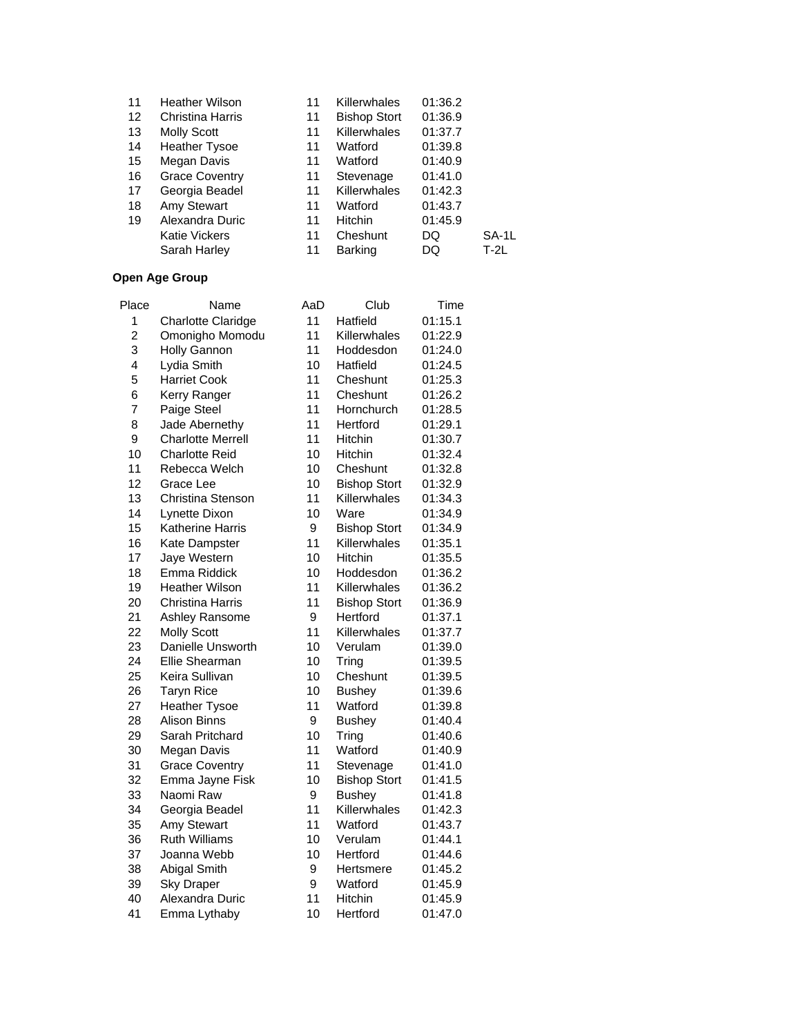| | | | | | |
|---|---|---|---|---|---|
| 11 | Heather Wilson | 11 | Killerwhales | 01:36.2 | |
| 12 | Christina Harris | 11 | Bishop Stort | 01:36.9 | |
| 13 | Molly Scott | 11 | Killerwhales | 01:37.7 | |
| 14 | Heather Tysoe | 11 | Watford | 01:39.8 | |
| 15 | Megan Davis | 11 | Watford | 01:40.9 | |
| 16 | Grace Coventry | 11 | Stevenage | 01:41.0 | |
| 17 | Georgia Beadel | 11 | Killerwhales | 01:42.3 | |
| 18 | Amy Stewart | 11 | Watford | 01:43.7 | |
| 19 | Alexandra Duric | 11 | Hitchin | 01:45.9 | |
| | Katie Vickers | 11 | Cheshunt | DQ | SA-1L |
| | Sarah Harley | 11 | Barking | DQ | T-2L |

**Open Age Group**

| Place | Name | AaD | Club | Time |
|---|---|---|---|---|
| 1 | Charlotte Claridge | 11 | Hatfield | 01:15.1 |
| 2 | Omonigho Momodu | 11 | Killerwhales | 01:22.9 |
| 3 | Holly Gannon | 11 | Hoddesdon | 01:24.0 |
| 4 | Lydia Smith | 10 | Hatfield | 01:24.5 |
| 5 | Harriet Cook | 11 | Cheshunt | 01:25.3 |
| 6 | Kerry Ranger | 11 | Cheshunt | 01:26.2 |
| 7 | Paige Steel | 11 | Hornchurch | 01:28.5 |
| 8 | Jade Abernethy | 11 | Hertford | 01:29.1 |
| 9 | Charlotte Merrell | 11 | Hitchin | 01:30.7 |
| 10 | Charlotte Reid | 10 | Hitchin | 01:32.4 |
| 11 | Rebecca Welch | 10 | Cheshunt | 01:32.8 |
| 12 | Grace Lee | 10 | Bishop Stort | 01:32.9 |
| 13 | Christina Stenson | 11 | Killerwhales | 01:34.3 |
| 14 | Lynette Dixon | 10 | Ware | 01:34.9 |
| 15 | Katherine Harris | 9 | Bishop Stort | 01:34.9 |
| 16 | Kate Dampster | 11 | Killerwhales | 01:35.1 |
| 17 | Jaye Western | 10 | Hitchin | 01:35.5 |
| 18 | Emma Riddick | 10 | Hoddesdon | 01:36.2 |
| 19 | Heather Wilson | 11 | Killerwhales | 01:36.2 |
| 20 | Christina Harris | 11 | Bishop Stort | 01:36.9 |
| 21 | Ashley Ransome | 9 | Hertford | 01:37.1 |
| 22 | Molly Scott | 11 | Killerwhales | 01:37.7 |
| 23 | Danielle Unsworth | 10 | Verulam | 01:39.0 |
| 24 | Ellie Shearman | 10 | Tring | 01:39.5 |
| 25 | Keira Sullivan | 10 | Cheshunt | 01:39.5 |
| 26 | Taryn Rice | 10 | Bushey | 01:39.6 |
| 27 | Heather Tysoe | 11 | Watford | 01:39.8 |
| 28 | Alison Binns | 9 | Bushey | 01:40.4 |
| 29 | Sarah Pritchard | 10 | Tring | 01:40.6 |
| 30 | Megan Davis | 11 | Watford | 01:40.9 |
| 31 | Grace Coventry | 11 | Stevenage | 01:41.0 |
| 32 | Emma Jayne Fisk | 10 | Bishop Stort | 01:41.5 |
| 33 | Naomi Raw | 9 | Bushey | 01:41.8 |
| 34 | Georgia Beadel | 11 | Killerwhales | 01:42.3 |
| 35 | Amy Stewart | 11 | Watford | 01:43.7 |
| 36 | Ruth Williams | 10 | Verulam | 01:44.1 |
| 37 | Joanna Webb | 10 | Hertford | 01:44.6 |
| 38 | Abigal Smith | 9 | Hertsmere | 01:45.2 |
| 39 | Sky Draper | 9 | Watford | 01:45.9 |
| 40 | Alexandra Duric | 11 | Hitchin | 01:45.9 |
| 41 | Emma Lythaby | 10 | Hertford | 01:47.0 |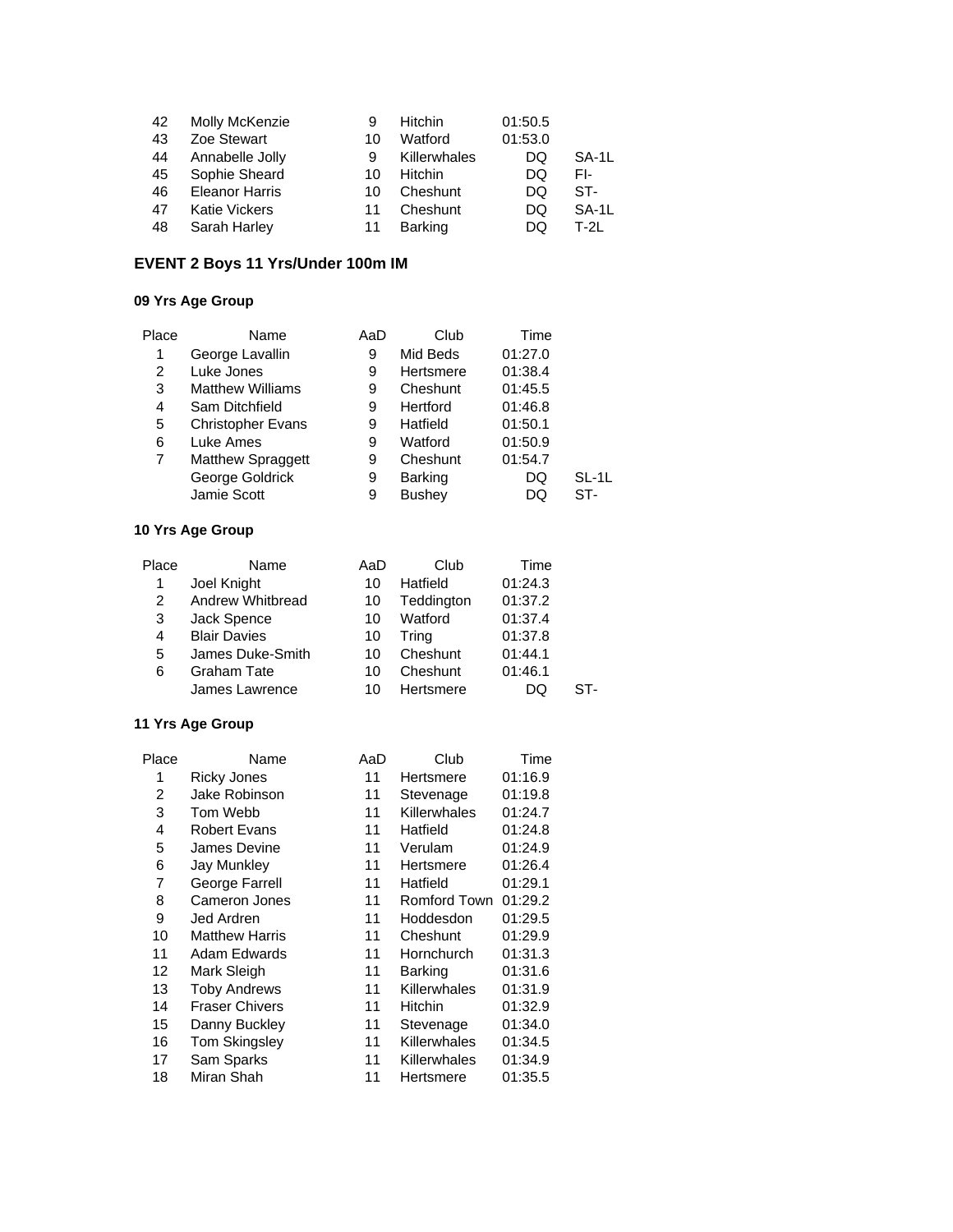| | | | | | |
|---|---|---|---|---|---|
| 42 | Molly McKenzie | 9 | Hitchin | 01:50.5 | |
| 43 | Zoe Stewart | 10 | Watford | 01:53.0 | |
| 44 | Annabelle Jolly | 9 | Killerwhales | DQ | SA-1L |
| 45 | Sophie Sheard | 10 | Hitchin | DQ | FI- |
| 46 | Eleanor Harris | 10 | Cheshunt | DQ | ST- |
| 47 | Katie Vickers | 11 | Cheshunt | DQ | SA-1L |
| 48 | Sarah Harley | 11 | Barking | DQ | T-2L |

## EVENT 2 Boys 11 Yrs/Under 100m IM

### 09 Yrs Age Group

| Place | Name | AaD | Club | Time | |
|---|---|---|---|---|---|
| 1 | George Lavallin | 9 | Mid Beds | 01:27.0 | |
| 2 | Luke Jones | 9 | Hertsmere | 01:38.4 | |
| 3 | Matthew Williams | 9 | Cheshunt | 01:45.5 | |
| 4 | Sam Ditchfield | 9 | Hertford | 01:46.8 | |
| 5 | Christopher Evans | 9 | Hatfield | 01:50.1 | |
| 6 | Luke Ames | 9 | Watford | 01:50.9 | |
| 7 | Matthew Spraggett | 9 | Cheshunt | 01:54.7 | |
| | George Goldrick | 9 | Barking | DQ | SL-1L |
| | Jamie Scott | 9 | Bushey | DQ | ST- |

### 10 Yrs Age Group

| Place | Name | AaD | Club | Time | |
|---|---|---|---|---|---|
| 1 | Joel Knight | 10 | Hatfield | 01:24.3 | |
| 2 | Andrew Whitbread | 10 | Teddington | 01:37.2 | |
| 3 | Jack Spence | 10 | Watford | 01:37.4 | |
| 4 | Blair Davies | 10 | Tring | 01:37.8 | |
| 5 | James Duke-Smith | 10 | Cheshunt | 01:44.1 | |
| 6 | Graham Tate | 10 | Cheshunt | 01:46.1 | |
| | James Lawrence | 10 | Hertsmere | DQ | ST- |

### 11 Yrs Age Group

| Place | Name | AaD | Club | Time |
|---|---|---|---|---|
| 1 | Ricky Jones | 11 | Hertsmere | 01:16.9 |
| 2 | Jake Robinson | 11 | Stevenage | 01:19.8 |
| 3 | Tom Webb | 11 | Killerwhales | 01:24.7 |
| 4 | Robert Evans | 11 | Hatfield | 01:24.8 |
| 5 | James Devine | 11 | Verulam | 01:24.9 |
| 6 | Jay Munkley | 11 | Hertsmere | 01:26.4 |
| 7 | George Farrell | 11 | Hatfield | 01:29.1 |
| 8 | Cameron Jones | 11 | Romford Town | 01:29.2 |
| 9 | Jed Ardren | 11 | Hoddesdon | 01:29.5 |
| 10 | Matthew Harris | 11 | Cheshunt | 01:29.9 |
| 11 | Adam Edwards | 11 | Hornchurch | 01:31.3 |
| 12 | Mark Sleigh | 11 | Barking | 01:31.6 |
| 13 | Toby Andrews | 11 | Killerwhales | 01:31.9 |
| 14 | Fraser Chivers | 11 | Hitchin | 01:32.9 |
| 15 | Danny Buckley | 11 | Stevenage | 01:34.0 |
| 16 | Tom Skingsley | 11 | Killerwhales | 01:34.5 |
| 17 | Sam Sparks | 11 | Killerwhales | 01:34.9 |
| 18 | Miran Shah | 11 | Hertsmere | 01:35.5 |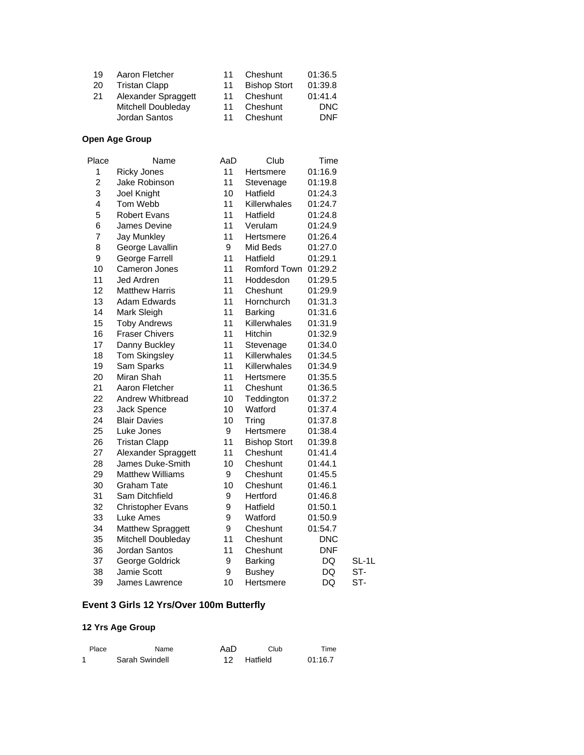| Place | Name | AaD | Club | Time | |
|---|---|---|---|---|---|
| 19 | Aaron Fletcher | 11 | Cheshunt | 01:36.5 | |
| 20 | Tristan Clapp | 11 | Bishop Stort | 01:39.8 | |
| 21 | Alexander Spraggett | 11 | Cheshunt | 01:41.4 | |
| | Mitchell Doubleday | 11 | Cheshunt | DNC | |
| | Jordan Santos | 11 | Cheshunt | DNF | |

**Open Age Group**

| Place | Name | AaD | Club | Time | |
|---|---|---|---|---|---|
| 1 | Ricky Jones | 11 | Hertsmere | 01:16.9 | |
| 2 | Jake Robinson | 11 | Stevenage | 01:19.8 | |
| 3 | Joel Knight | 10 | Hatfield | 01:24.3 | |
| 4 | Tom Webb | 11 | Killerwhales | 01:24.7 | |
| 5 | Robert Evans | 11 | Hatfield | 01:24.8 | |
| 6 | James Devine | 11 | Verulam | 01:24.9 | |
| 7 | Jay Munkley | 11 | Hertsmere | 01:26.4 | |
| 8 | George Lavallin | 9 | Mid Beds | 01:27.0 | |
| 9 | George Farrell | 11 | Hatfield | 01:29.1 | |
| 10 | Cameron Jones | 11 | Romford Town | 01:29.2 | |
| 11 | Jed Ardren | 11 | Hoddesdon | 01:29.5 | |
| 12 | Matthew Harris | 11 | Cheshunt | 01:29.9 | |
| 13 | Adam Edwards | 11 | Hornchurch | 01:31.3 | |
| 14 | Mark Sleigh | 11 | Barking | 01:31.6 | |
| 15 | Toby Andrews | 11 | Killerwhales | 01:31.9 | |
| 16 | Fraser Chivers | 11 | Hitchin | 01:32.9 | |
| 17 | Danny Buckley | 11 | Stevenage | 01:34.0 | |
| 18 | Tom Skingsley | 11 | Killerwhales | 01:34.5 | |
| 19 | Sam Sparks | 11 | Killerwhales | 01:34.9 | |
| 20 | Miran Shah | 11 | Hertsmere | 01:35.5 | |
| 21 | Aaron Fletcher | 11 | Cheshunt | 01:36.5 | |
| 22 | Andrew Whitbread | 10 | Teddington | 01:37.2 | |
| 23 | Jack Spence | 10 | Watford | 01:37.4 | |
| 24 | Blair Davies | 10 | Tring | 01:37.8 | |
| 25 | Luke Jones | 9 | Hertsmere | 01:38.4 | |
| 26 | Tristan Clapp | 11 | Bishop Stort | 01:39.8 | |
| 27 | Alexander Spraggett | 11 | Cheshunt | 01:41.4 | |
| 28 | James Duke-Smith | 10 | Cheshunt | 01:44.1 | |
| 29 | Matthew Williams | 9 | Cheshunt | 01:45.5 | |
| 30 | Graham Tate | 10 | Cheshunt | 01:46.1 | |
| 31 | Sam Ditchfield | 9 | Hertford | 01:46.8 | |
| 32 | Christopher Evans | 9 | Hatfield | 01:50.1 | |
| 33 | Luke Ames | 9 | Watford | 01:50.9 | |
| 34 | Matthew Spraggett | 9 | Cheshunt | 01:54.7 | |
| 35 | Mitchell Doubleday | 11 | Cheshunt | DNC | |
| 36 | Jordan Santos | 11 | Cheshunt | DNF | |
| 37 | George Goldrick | 9 | Barking | DQ | SL-1L |
| 38 | Jamie Scott | 9 | Bushey | DQ | ST- |
| 39 | James Lawrence | 10 | Hertsmere | DQ | ST- |

**Event 3 Girls 12 Yrs/Over 100m Butterfly**

**12 Yrs Age Group**

| Place | Name | AaD | Club | Time |
|---|---|---|---|---|
| 1 | Sarah Swindell | 12 | Hatfield | 01:16.7 |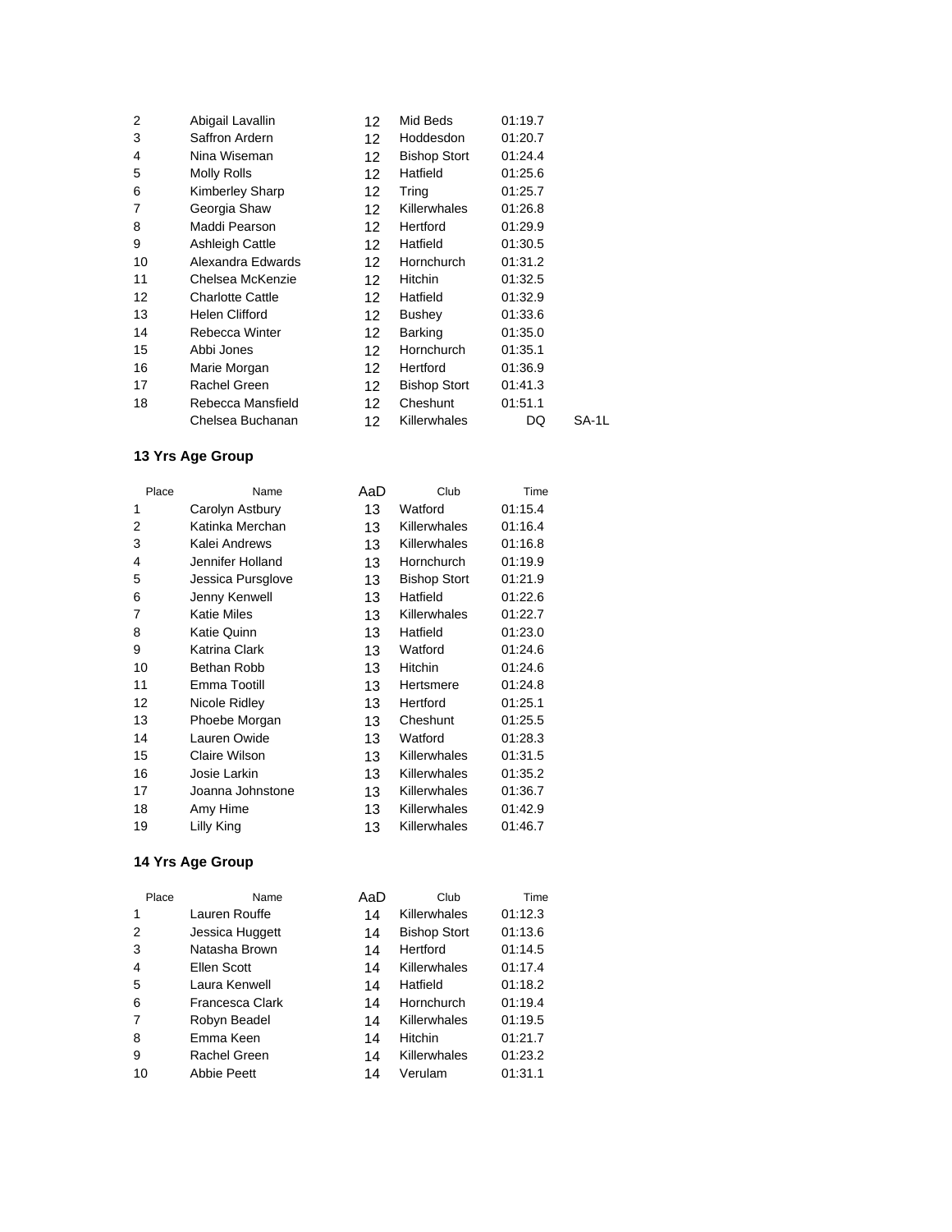| Place | Name | AaD | Club | Time | |
|---|---|---|---|---|---|
| 2 | Abigail Lavallin | 12 | Mid Beds | 01:19.7 | |
| 3 | Saffron Ardern | 12 | Hoddesdon | 01:20.7 | |
| 4 | Nina Wiseman | 12 | Bishop Stort | 01:24.4 | |
| 5 | Molly Rolls | 12 | Hatfield | 01:25.6 | |
| 6 | Kimberley Sharp | 12 | Tring | 01:25.7 | |
| 7 | Georgia Shaw | 12 | Killerwhales | 01:26.8 | |
| 8 | Maddi Pearson | 12 | Hertford | 01:29.9 | |
| 9 | Ashleigh Cattle | 12 | Hatfield | 01:30.5 | |
| 10 | Alexandra Edwards | 12 | Hornchurch | 01:31.2 | |
| 11 | Chelsea McKenzie | 12 | Hitchin | 01:32.5 | |
| 12 | Charlotte Cattle | 12 | Hatfield | 01:32.9 | |
| 13 | Helen Clifford | 12 | Bushey | 01:33.6 | |
| 14 | Rebecca Winter | 12 | Barking | 01:35.0 | |
| 15 | Abbi Jones | 12 | Hornchurch | 01:35.1 | |
| 16 | Marie Morgan | 12 | Hertford | 01:36.9 | |
| 17 | Rachel Green | 12 | Bishop Stort | 01:41.3 | |
| 18 | Rebecca Mansfield | 12 | Cheshunt | 01:51.1 | |
| | Chelsea Buchanan | 12 | Killerwhales | DQ | SA-1L |

### 13 Yrs Age Group

| Place | Name | AaD | Club | Time |
|---|---|---|---|---|
| 1 | Carolyn Astbury | 13 | Watford | 01:15.4 |
| 2 | Katinka Merchan | 13 | Killerwhales | 01:16.4 |
| 3 | Kalei Andrews | 13 | Killerwhales | 01:16.8 |
| 4 | Jennifer Holland | 13 | Hornchurch | 01:19.9 |
| 5 | Jessica Pursglove | 13 | Bishop Stort | 01:21.9 |
| 6 | Jenny Kenwell | 13 | Hatfield | 01:22.6 |
| 7 | Katie Miles | 13 | Killerwhales | 01:22.7 |
| 8 | Katie Quinn | 13 | Hatfield | 01:23.0 |
| 9 | Katrina Clark | 13 | Watford | 01:24.6 |
| 10 | Bethan Robb | 13 | Hitchin | 01:24.6 |
| 11 | Emma Tootill | 13 | Hertsmere | 01:24.8 |
| 12 | Nicole Ridley | 13 | Hertford | 01:25.1 |
| 13 | Phoebe Morgan | 13 | Cheshunt | 01:25.5 |
| 14 | Lauren Owide | 13 | Watford | 01:28.3 |
| 15 | Claire Wilson | 13 | Killerwhales | 01:31.5 |
| 16 | Josie Larkin | 13 | Killerwhales | 01:35.2 |
| 17 | Joanna Johnstone | 13 | Killerwhales | 01:36.7 |
| 18 | Amy Hime | 13 | Killerwhales | 01:42.9 |
| 19 | Lilly King | 13 | Killerwhales | 01:46.7 |

### 14 Yrs Age Group

| Place | Name | AaD | Club | Time |
|---|---|---|---|---|
| 1 | Lauren Rouffe | 14 | Killerwhales | 01:12.3 |
| 2 | Jessica Huggett | 14 | Bishop Stort | 01:13.6 |
| 3 | Natasha Brown | 14 | Hertford | 01:14.5 |
| 4 | Ellen Scott | 14 | Killerwhales | 01:17.4 |
| 5 | Laura Kenwell | 14 | Hatfield | 01:18.2 |
| 6 | Francesca Clark | 14 | Hornchurch | 01:19.4 |
| 7 | Robyn Beadel | 14 | Killerwhales | 01:19.5 |
| 8 | Emma Keen | 14 | Hitchin | 01:21.7 |
| 9 | Rachel Green | 14 | Killerwhales | 01:23.2 |
| 10 | Abbie Peett | 14 | Verulam | 01:31.1 |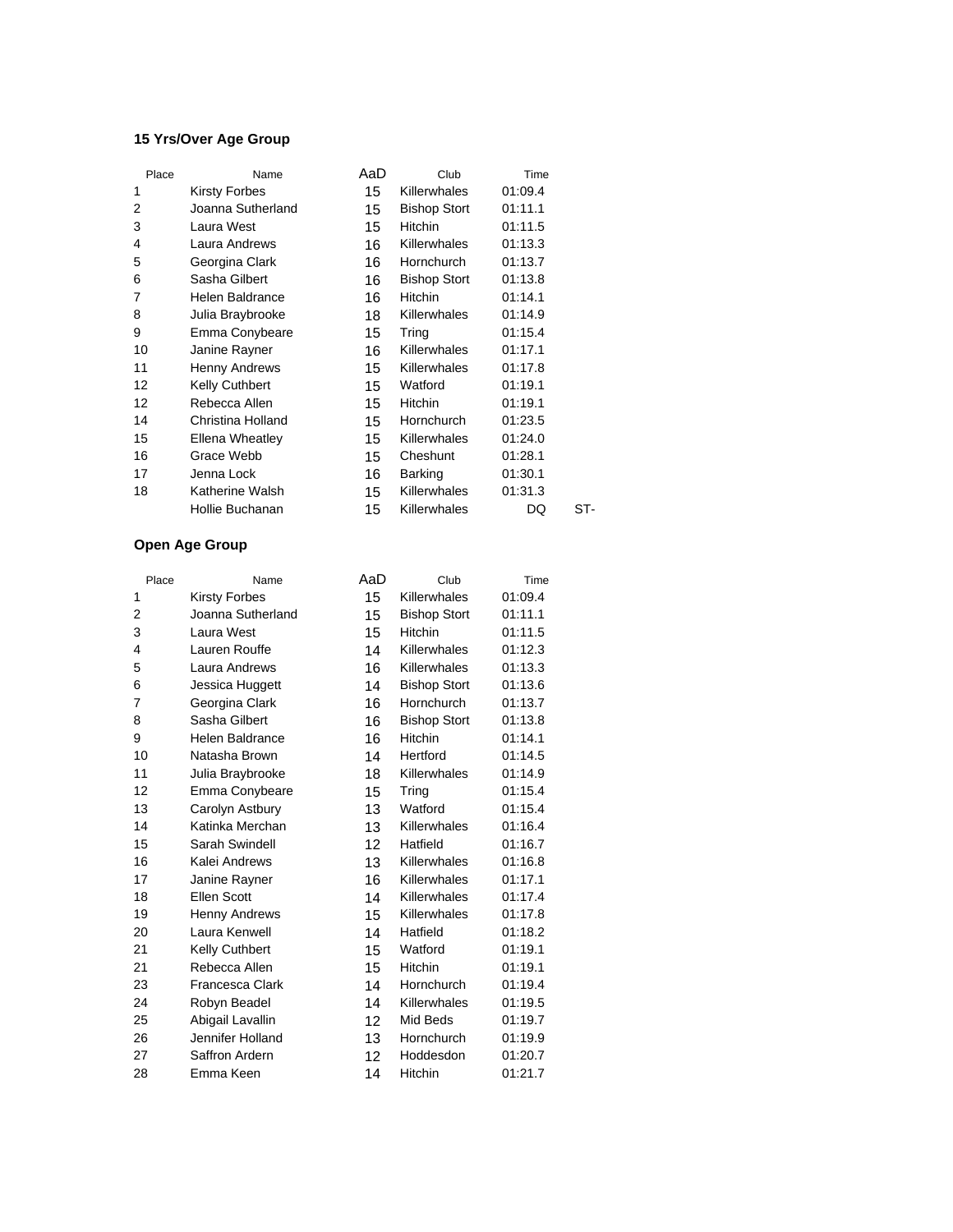**15 Yrs/Over Age Group**

| Place | Name | AaD | Club | Time | |
|---|---|---|---|---|---|
| 1 | Kirsty Forbes | 15 | Killerwhales | 01:09.4 | |
| 2 | Joanna Sutherland | 15 | Bishop Stort | 01:11.1 | |
| 3 | Laura West | 15 | Hitchin | 01:11.5 | |
| 4 | Laura Andrews | 16 | Killerwhales | 01:13.3 | |
| 5 | Georgina Clark | 16 | Hornchurch | 01:13.7 | |
| 6 | Sasha Gilbert | 16 | Bishop Stort | 01:13.8 | |
| 7 | Helen Baldrance | 16 | Hitchin | 01:14.1 | |
| 8 | Julia Braybrooke | 18 | Killerwhales | 01:14.9 | |
| 9 | Emma Conybeare | 15 | Tring | 01:15.4 | |
| 10 | Janine Rayner | 16 | Killerwhales | 01:17.1 | |
| 11 | Henny Andrews | 15 | Killerwhales | 01:17.8 | |
| 12 | Kelly Cuthbert | 15 | Watford | 01:19.1 | |
| 12 | Rebecca Allen | 15 | Hitchin | 01:19.1 | |
| 14 | Christina Holland | 15 | Hornchurch | 01:23.5 | |
| 15 | Ellena Wheatley | 15 | Killerwhales | 01:24.0 | |
| 16 | Grace Webb | 15 | Cheshunt | 01:28.1 | |
| 17 | Jenna Lock | 16 | Barking | 01:30.1 | |
| 18 | Katherine Walsh | 15 | Killerwhales | 01:31.3 | |
| | Hollie Buchanan | 15 | Killerwhales | DQ | ST- |

**Open Age Group**

| Place | Name | AaD | Club | Time |
|---|---|---|---|---|
| 1 | Kirsty Forbes | 15 | Killerwhales | 01:09.4 |
| 2 | Joanna Sutherland | 15 | Bishop Stort | 01:11.1 |
| 3 | Laura West | 15 | Hitchin | 01:11.5 |
| 4 | Lauren Rouffe | 14 | Killerwhales | 01:12.3 |
| 5 | Laura Andrews | 16 | Killerwhales | 01:13.3 |
| 6 | Jessica Huggett | 14 | Bishop Stort | 01:13.6 |
| 7 | Georgina Clark | 16 | Hornchurch | 01:13.7 |
| 8 | Sasha Gilbert | 16 | Bishop Stort | 01:13.8 |
| 9 | Helen Baldrance | 16 | Hitchin | 01:14.1 |
| 10 | Natasha Brown | 14 | Hertford | 01:14.5 |
| 11 | Julia Braybrooke | 18 | Killerwhales | 01:14.9 |
| 12 | Emma Conybeare | 15 | Tring | 01:15.4 |
| 13 | Carolyn Astbury | 13 | Watford | 01:15.4 |
| 14 | Katinka Merchan | 13 | Killerwhales | 01:16.4 |
| 15 | Sarah Swindell | 12 | Hatfield | 01:16.7 |
| 16 | Kalei Andrews | 13 | Killerwhales | 01:16.8 |
| 17 | Janine Rayner | 16 | Killerwhales | 01:17.1 |
| 18 | Ellen Scott | 14 | Killerwhales | 01:17.4 |
| 19 | Henny Andrews | 15 | Killerwhales | 01:17.8 |
| 20 | Laura Kenwell | 14 | Hatfield | 01:18.2 |
| 21 | Kelly Cuthbert | 15 | Watford | 01:19.1 |
| 21 | Rebecca Allen | 15 | Hitchin | 01:19.1 |
| 23 | Francesca Clark | 14 | Hornchurch | 01:19.4 |
| 24 | Robyn Beadel | 14 | Killerwhales | 01:19.5 |
| 25 | Abigail Lavallin | 12 | Mid Beds | 01:19.7 |
| 26 | Jennifer Holland | 13 | Hornchurch | 01:19.9 |
| 27 | Saffron Ardern | 12 | Hoddesdon | 01:20.7 |
| 28 | Emma Keen | 14 | Hitchin | 01:21.7 |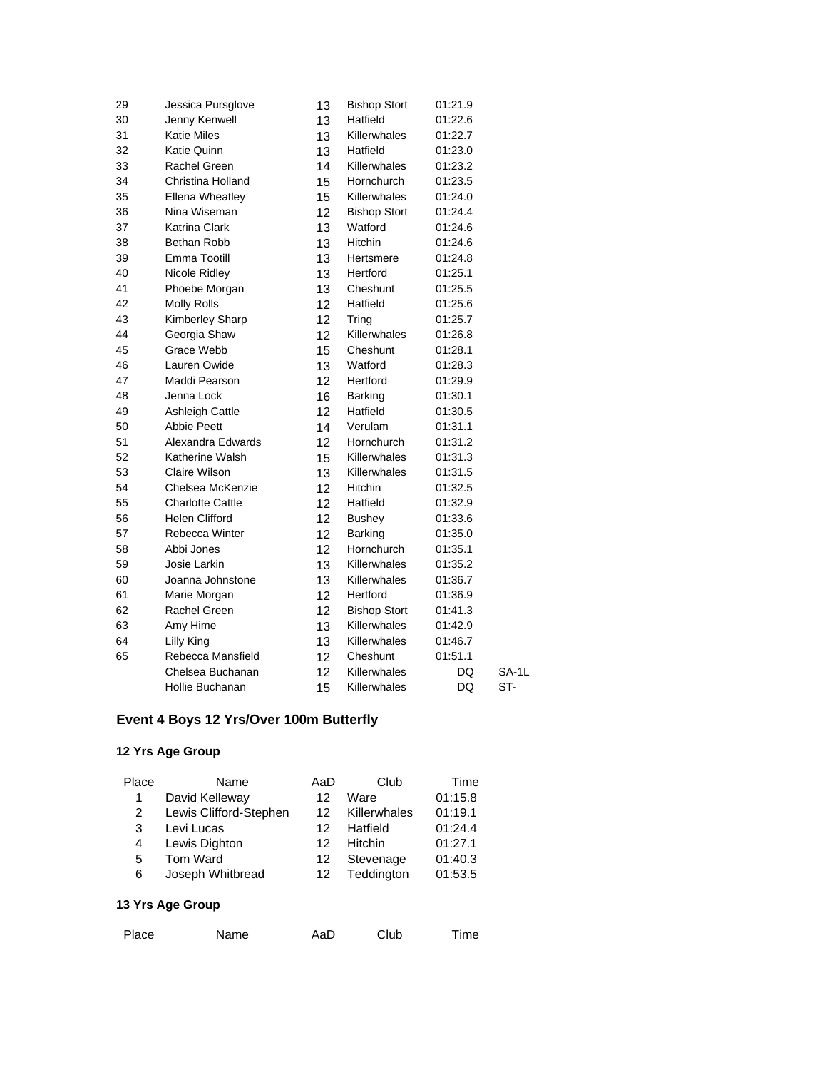| | | | | | |
|---|---|---|---|---|---|
| 29 | Jessica Pursglove | 13 | Bishop Stort | 01:21.9 | |
| 30 | Jenny Kenwell | 13 | Hatfield | 01:22.6 | |
| 31 | Katie Miles | 13 | Killerwhales | 01:22.7 | |
| 32 | Katie Quinn | 13 | Hatfield | 01:23.0 | |
| 33 | Rachel Green | 14 | Killerwhales | 01:23.2 | |
| 34 | Christina Holland | 15 | Hornchurch | 01:23.5 | |
| 35 | Ellena Wheatley | 15 | Killerwhales | 01:24.0 | |
| 36 | Nina Wiseman | 12 | Bishop Stort | 01:24.4 | |
| 37 | Katrina Clark | 13 | Watford | 01:24.6 | |
| 38 | Bethan Robb | 13 | Hitchin | 01:24.6 | |
| 39 | Emma Tootill | 13 | Hertsmere | 01:24.8 | |
| 40 | Nicole Ridley | 13 | Hertford | 01:25.1 | |
| 41 | Phoebe Morgan | 13 | Cheshunt | 01:25.5 | |
| 42 | Molly Rolls | 12 | Hatfield | 01:25.6 | |
| 43 | Kimberley Sharp | 12 | Tring | 01:25.7 | |
| 44 | Georgia Shaw | 12 | Killerwhales | 01:26.8 | |
| 45 | Grace Webb | 15 | Cheshunt | 01:28.1 | |
| 46 | Lauren Owide | 13 | Watford | 01:28.3 | |
| 47 | Maddi Pearson | 12 | Hertford | 01:29.9 | |
| 48 | Jenna Lock | 16 | Barking | 01:30.1 | |
| 49 | Ashleigh Cattle | 12 | Hatfield | 01:30.5 | |
| 50 | Abbie Peett | 14 | Verulam | 01:31.1 | |
| 51 | Alexandra Edwards | 12 | Hornchurch | 01:31.2 | |
| 52 | Katherine Walsh | 15 | Killerwhales | 01:31.3 | |
| 53 | Claire Wilson | 13 | Killerwhales | 01:31.5 | |
| 54 | Chelsea McKenzie | 12 | Hitchin | 01:32.5 | |
| 55 | Charlotte Cattle | 12 | Hatfield | 01:32.9 | |
| 56 | Helen Clifford | 12 | Bushey | 01:33.6 | |
| 57 | Rebecca Winter | 12 | Barking | 01:35.0 | |
| 58 | Abbi Jones | 12 | Hornchurch | 01:35.1 | |
| 59 | Josie Larkin | 13 | Killerwhales | 01:35.2 | |
| 60 | Joanna Johnstone | 13 | Killerwhales | 01:36.7 | |
| 61 | Marie Morgan | 12 | Hertford | 01:36.9 | |
| 62 | Rachel Green | 12 | Bishop Stort | 01:41.3 | |
| 63 | Amy Hime | 13 | Killerwhales | 01:42.9 | |
| 64 | Lilly King | 13 | Killerwhales | 01:46.7 | |
| 65 | Rebecca Mansfield | 12 | Cheshunt | 01:51.1 | |
| | Chelsea Buchanan | 12 | Killerwhales | DQ | SA-1L |
| | Hollie Buchanan | 15 | Killerwhales | DQ | ST- |

## Event 4 Boys 12 Yrs/Over 100m Butterfly

### 12 Yrs Age Group

| Place | Name | AaD | Club | Time |
|---|---|---|---|---|
| 1 | David Kelleway | 12 | Ware | 01:15.8 |
| 2 | Lewis Clifford-Stephen | 12 | Killerwhales | 01:19.1 |
| 3 | Levi Lucas | 12 | Hatfield | 01:24.4 |
| 4 | Lewis Dighton | 12 | Hitchin | 01:27.1 |
| 5 | Tom Ward | 12 | Stevenage | 01:40.3 |
| 6 | Joseph Whitbread | 12 | Teddington | 01:53.5 |

### 13 Yrs Age Group

| Place | Name | AaD | Club | Time |
|---|---|---|---|---|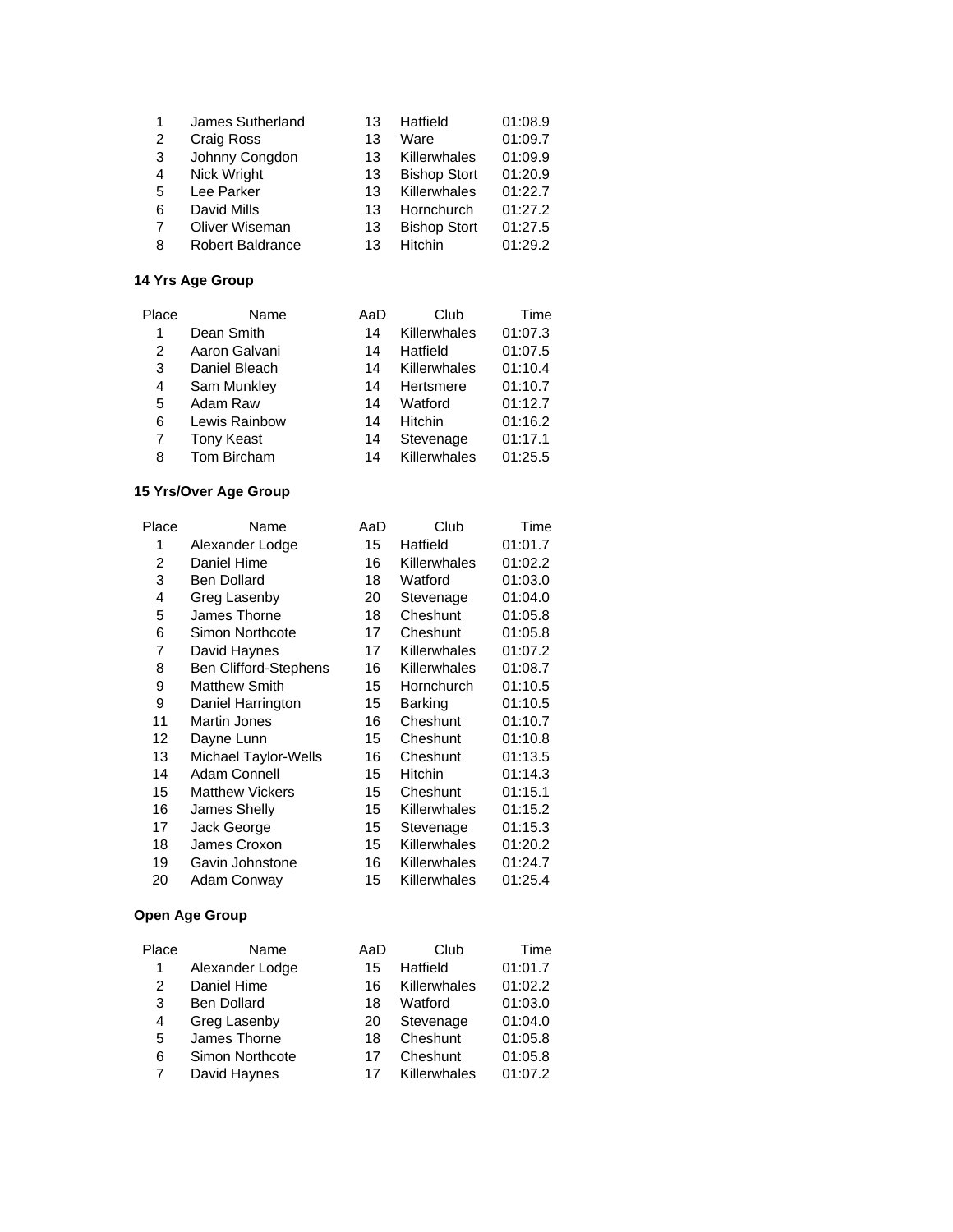| Place | Name | AaD | Club | Time |
|---|---|---|---|---|
| 1 | James Sutherland | 13 | Hatfield | 01:08.9 |
| 2 | Craig Ross | 13 | Ware | 01:09.7 |
| 3 | Johnny Congdon | 13 | Killerwhales | 01:09.9 |
| 4 | Nick Wright | 13 | Bishop Stort | 01:20.9 |
| 5 | Lee Parker | 13 | Killerwhales | 01:22.7 |
| 6 | David Mills | 13 | Hornchurch | 01:27.2 |
| 7 | Oliver Wiseman | 13 | Bishop Stort | 01:27.5 |
| 8 | Robert Baldrance | 13 | Hitchin | 01:29.2 |

**14 Yrs Age Group**

| Place | Name | AaD | Club | Time |
|---|---|---|---|---|
| 1 | Dean Smith | 14 | Killerwhales | 01:07.3 |
| 2 | Aaron Galvani | 14 | Hatfield | 01:07.5 |
| 3 | Daniel Bleach | 14 | Killerwhales | 01:10.4 |
| 4 | Sam Munkley | 14 | Hertsmere | 01:10.7 |
| 5 | Adam Raw | 14 | Watford | 01:12.7 |
| 6 | Lewis Rainbow | 14 | Hitchin | 01:16.2 |
| 7 | Tony Keast | 14 | Stevenage | 01:17.1 |
| 8 | Tom Bircham | 14 | Killerwhales | 01:25.5 |

**15 Yrs/Over Age Group**

| Place | Name | AaD | Club | Time |
|---|---|---|---|---|
| 1 | Alexander Lodge | 15 | Hatfield | 01:01.7 |
| 2 | Daniel Hime | 16 | Killerwhales | 01:02.2 |
| 3 | Ben Dollard | 18 | Watford | 01:03.0 |
| 4 | Greg Lasenby | 20 | Stevenage | 01:04.0 |
| 5 | James Thorne | 18 | Cheshunt | 01:05.8 |
| 6 | Simon Northcote | 17 | Cheshunt | 01:05.8 |
| 7 | David Haynes | 17 | Killerwhales | 01:07.2 |
| 8 | Ben Clifford-Stephens | 16 | Killerwhales | 01:08.7 |
| 9 | Matthew Smith | 15 | Hornchurch | 01:10.5 |
| 9 | Daniel Harrington | 15 | Barking | 01:10.5 |
| 11 | Martin Jones | 16 | Cheshunt | 01:10.7 |
| 12 | Dayne Lunn | 15 | Cheshunt | 01:10.8 |
| 13 | Michael Taylor-Wells | 16 | Cheshunt | 01:13.5 |
| 14 | Adam Connell | 15 | Hitchin | 01:14.3 |
| 15 | Matthew Vickers | 15 | Cheshunt | 01:15.1 |
| 16 | James Shelly | 15 | Killerwhales | 01:15.2 |
| 17 | Jack George | 15 | Stevenage | 01:15.3 |
| 18 | James Croxon | 15 | Killerwhales | 01:20.2 |
| 19 | Gavin Johnstone | 16 | Killerwhales | 01:24.7 |
| 20 | Adam Conway | 15 | Killerwhales | 01:25.4 |

**Open Age Group**

| Place | Name | AaD | Club | Time |
|---|---|---|---|---|
| 1 | Alexander Lodge | 15 | Hatfield | 01:01.7 |
| 2 | Daniel Hime | 16 | Killerwhales | 01:02.2 |
| 3 | Ben Dollard | 18 | Watford | 01:03.0 |
| 4 | Greg Lasenby | 20 | Stevenage | 01:04.0 |
| 5 | James Thorne | 18 | Cheshunt | 01:05.8 |
| 6 | Simon Northcote | 17 | Cheshunt | 01:05.8 |
| 7 | David Haynes | 17 | Killerwhales | 01:07.2 |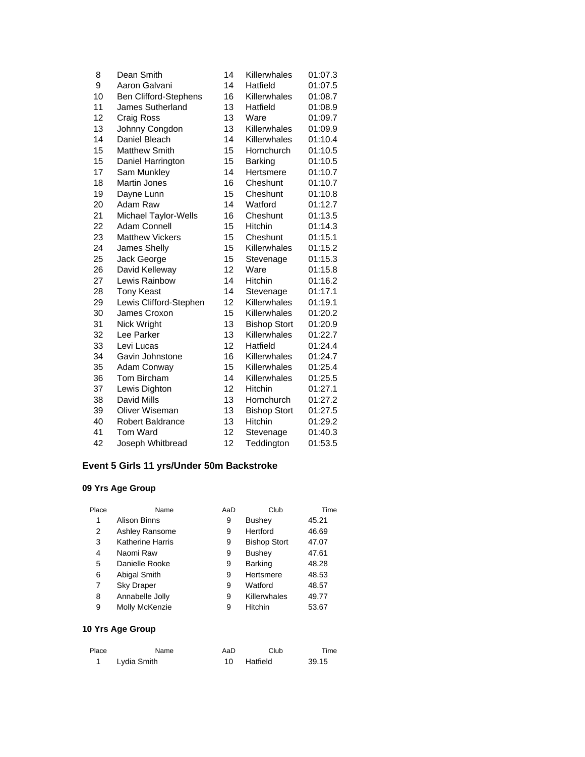| | | | | |
|---|---|---|---|---|
| 8 | Dean Smith | 14 | Killerwhales | 01:07.3 |
| 9 | Aaron Galvani | 14 | Hatfield | 01:07.5 |
| 10 | Ben Clifford-Stephens | 16 | Killerwhales | 01:08.7 |
| 11 | James Sutherland | 13 | Hatfield | 01:08.9 |
| 12 | Craig Ross | 13 | Ware | 01:09.7 |
| 13 | Johnny Congdon | 13 | Killerwhales | 01:09.9 |
| 14 | Daniel Bleach | 14 | Killerwhales | 01:10.4 |
| 15 | Matthew Smith | 15 | Hornchurch | 01:10.5 |
| 15 | Daniel Harrington | 15 | Barking | 01:10.5 |
| 17 | Sam Munkley | 14 | Hertsmere | 01:10.7 |
| 18 | Martin Jones | 16 | Cheshunt | 01:10.7 |
| 19 | Dayne Lunn | 15 | Cheshunt | 01:10.8 |
| 20 | Adam Raw | 14 | Watford | 01:12.7 |
| 21 | Michael Taylor-Wells | 16 | Cheshunt | 01:13.5 |
| 22 | Adam Connell | 15 | Hitchin | 01:14.3 |
| 23 | Matthew Vickers | 15 | Cheshunt | 01:15.1 |
| 24 | James Shelly | 15 | Killerwhales | 01:15.2 |
| 25 | Jack George | 15 | Stevenage | 01:15.3 |
| 26 | David Kelleway | 12 | Ware | 01:15.8 |
| 27 | Lewis Rainbow | 14 | Hitchin | 01:16.2 |
| 28 | Tony Keast | 14 | Stevenage | 01:17.1 |
| 29 | Lewis Clifford-Stephen | 12 | Killerwhales | 01:19.1 |
| 30 | James Croxon | 15 | Killerwhales | 01:20.2 |
| 31 | Nick Wright | 13 | Bishop Stort | 01:20.9 |
| 32 | Lee Parker | 13 | Killerwhales | 01:22.7 |
| 33 | Levi Lucas | 12 | Hatfield | 01:24.4 |
| 34 | Gavin Johnstone | 16 | Killerwhales | 01:24.7 |
| 35 | Adam Conway | 15 | Killerwhales | 01:25.4 |
| 36 | Tom Bircham | 14 | Killerwhales | 01:25.5 |
| 37 | Lewis Dighton | 12 | Hitchin | 01:27.1 |
| 38 | David Mills | 13 | Hornchurch | 01:27.2 |
| 39 | Oliver Wiseman | 13 | Bishop Stort | 01:27.5 |
| 40 | Robert Baldrance | 13 | Hitchin | 01:29.2 |
| 41 | Tom Ward | 12 | Stevenage | 01:40.3 |
| 42 | Joseph Whitbread | 12 | Teddington | 01:53.5 |

## Event 5 Girls 11 yrs/Under 50m Backstroke

### 09 Yrs Age Group

| Place | Name | AaD | Club | Time |
|---|---|---|---|---|
| 1 | Alison Binns | 9 | Bushey | 45.21 |
| 2 | Ashley Ransome | 9 | Hertford | 46.69 |
| 3 | Katherine Harris | 9 | Bishop Stort | 47.07 |
| 4 | Naomi Raw | 9 | Bushey | 47.61 |
| 5 | Danielle Rooke | 9 | Barking | 48.28 |
| 6 | Abigal Smith | 9 | Hertsmere | 48.53 |
| 7 | Sky Draper | 9 | Watford | 48.57 |
| 8 | Annabelle Jolly | 9 | Killerwhales | 49.77 |
| 9 | Molly McKenzie | 9 | Hitchin | 53.67 |

### 10 Yrs Age Group

| Place | Name | AaD | Club | Time |
|---|---|---|---|---|
| 1 | Lydia Smith | 10 | Hatfield | 39.15 |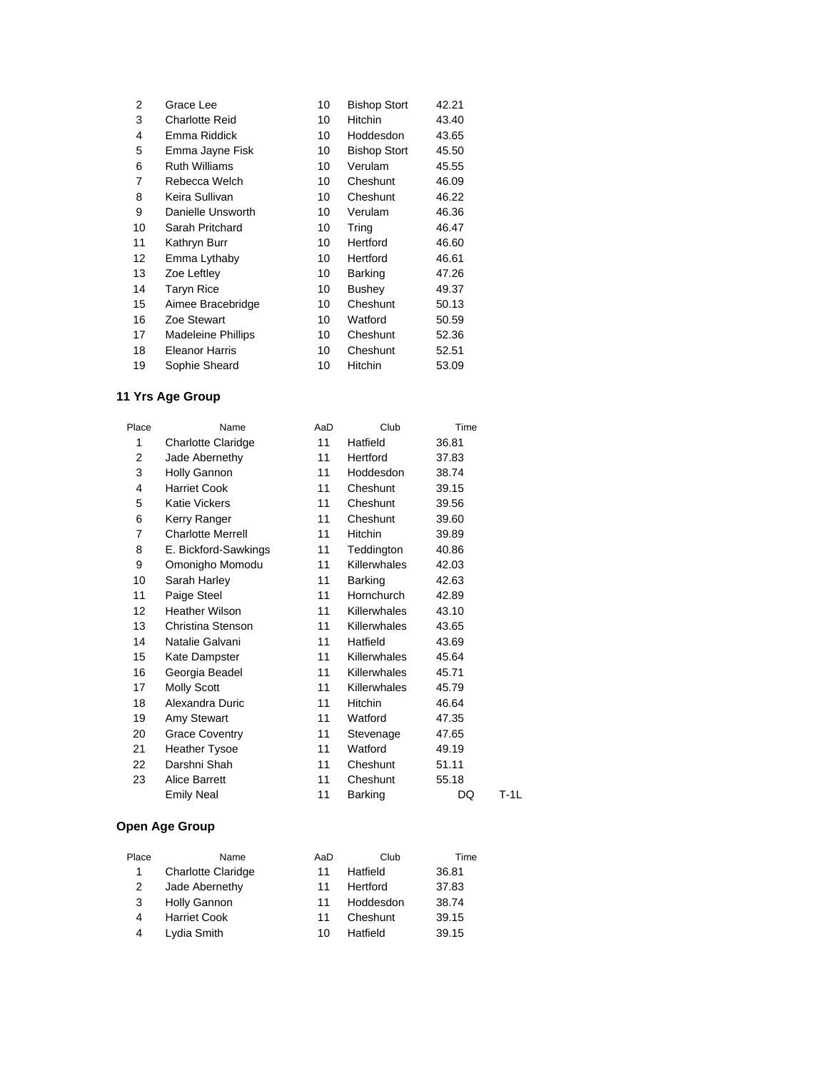| Place | Name | AaD | Club | Time |
|---|---|---|---|---|
| 2 | Grace Lee | 10 | Bishop Stort | 42.21 |
| 3 | Charlotte Reid | 10 | Hitchin | 43.40 |
| 4 | Emma Riddick | 10 | Hoddesdon | 43.65 |
| 5 | Emma Jayne Fisk | 10 | Bishop Stort | 45.50 |
| 6 | Ruth Williams | 10 | Verulam | 45.55 |
| 7 | Rebecca Welch | 10 | Cheshunt | 46.09 |
| 8 | Keira Sullivan | 10 | Cheshunt | 46.22 |
| 9 | Danielle Unsworth | 10 | Verulam | 46.36 |
| 10 | Sarah Pritchard | 10 | Tring | 46.47 |
| 11 | Kathryn Burr | 10 | Hertford | 46.60 |
| 12 | Emma Lythaby | 10 | Hertford | 46.61 |
| 13 | Zoe Leftley | 10 | Barking | 47.26 |
| 14 | Taryn Rice | 10 | Bushey | 49.37 |
| 15 | Aimee Bracebridge | 10 | Cheshunt | 50.13 |
| 16 | Zoe Stewart | 10 | Watford | 50.59 |
| 17 | Madeleine Phillips | 10 | Cheshunt | 52.36 |
| 18 | Eleanor Harris | 10 | Cheshunt | 52.51 |
| 19 | Sophie Sheard | 10 | Hitchin | 53.09 |

## 11 Yrs Age Group

| Place | Name | AaD | Club | Time | |
|---|---|---|---|---|---|
| 1 | Charlotte Claridge | 11 | Hatfield | 36.81 | |
| 2 | Jade Abernethy | 11 | Hertford | 37.83 | |
| 3 | Holly Gannon | 11 | Hoddesdon | 38.74 | |
| 4 | Harriet Cook | 11 | Cheshunt | 39.15 | |
| 5 | Katie Vickers | 11 | Cheshunt | 39.56 | |
| 6 | Kerry Ranger | 11 | Cheshunt | 39.60 | |
| 7 | Charlotte Merrell | 11 | Hitchin | 39.89 | |
| 8 | E. Bickford-Sawkings | 11 | Teddington | 40.86 | |
| 9 | Omonigho Momodu | 11 | Killerwhales | 42.03 | |
| 10 | Sarah Harley | 11 | Barking | 42.63 | |
| 11 | Paige Steel | 11 | Hornchurch | 42.89 | |
| 12 | Heather Wilson | 11 | Killerwhales | 43.10 | |
| 13 | Christina Stenson | 11 | Killerwhales | 43.65 | |
| 14 | Natalie Galvani | 11 | Hatfield | 43.69 | |
| 15 | Kate Dampster | 11 | Killerwhales | 45.64 | |
| 16 | Georgia Beadel | 11 | Killerwhales | 45.71 | |
| 17 | Molly Scott | 11 | Killerwhales | 45.79 | |
| 18 | Alexandra Duric | 11 | Hitchin | 46.64 | |
| 19 | Amy Stewart | 11 | Watford | 47.35 | |
| 20 | Grace Coventry | 11 | Stevenage | 47.65 | |
| 21 | Heather Tysoe | 11 | Watford | 49.19 | |
| 22 | Darshni Shah | 11 | Cheshunt | 51.11 | |
| 23 | Alice Barrett | 11 | Cheshunt | 55.18 | |
| | Emily Neal | 11 | Barking | DQ | T-1L |

## Open Age Group

| Place | Name | AaD | Club | Time |
|---|---|---|---|---|
| 1 | Charlotte Claridge | 11 | Hatfield | 36.81 |
| 2 | Jade Abernethy | 11 | Hertford | 37.83 |
| 3 | Holly Gannon | 11 | Hoddesdon | 38.74 |
| 4 | Harriet Cook | 11 | Cheshunt | 39.15 |
| 4 | Lydia Smith | 10 | Hatfield | 39.15 |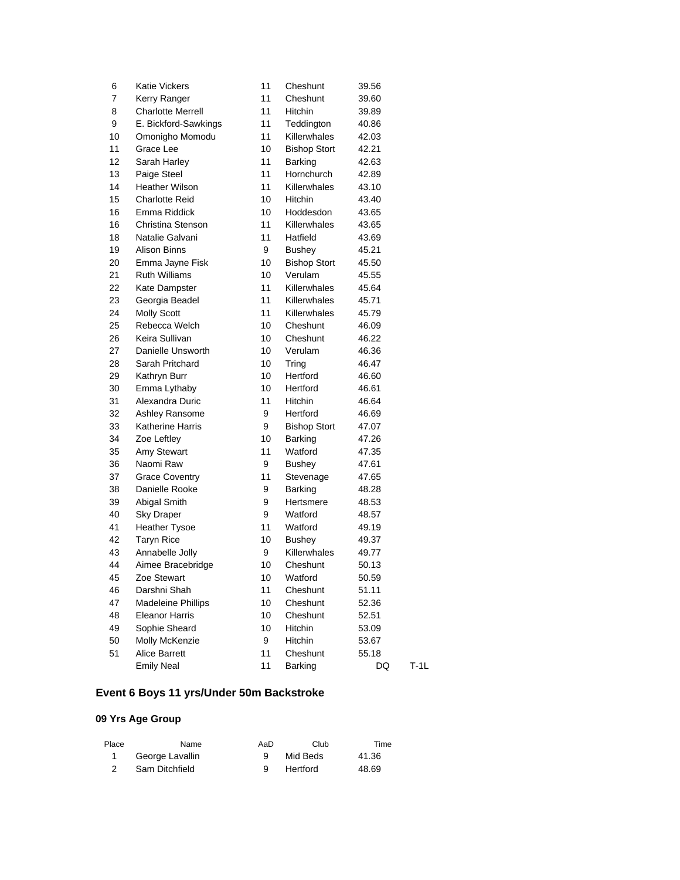| Place | Name | AaD | Club | Time | |
|---|---|---|---|---|---|
| 6 | Katie Vickers | 11 | Cheshunt | 39.56 | |
| 7 | Kerry Ranger | 11 | Cheshunt | 39.60 | |
| 8 | Charlotte Merrell | 11 | Hitchin | 39.89 | |
| 9 | E. Bickford-Sawkings | 11 | Teddington | 40.86 | |
| 10 | Omonigho Momodu | 11 | Killerwhales | 42.03 | |
| 11 | Grace Lee | 10 | Bishop Stort | 42.21 | |
| 12 | Sarah Harley | 11 | Barking | 42.63 | |
| 13 | Paige Steel | 11 | Hornchurch | 42.89 | |
| 14 | Heather Wilson | 11 | Killerwhales | 43.10 | |
| 15 | Charlotte Reid | 10 | Hitchin | 43.40 | |
| 16 | Emma Riddick | 10 | Hoddesdon | 43.65 | |
| 16 | Christina Stenson | 11 | Killerwhales | 43.65 | |
| 18 | Natalie Galvani | 11 | Hatfield | 43.69 | |
| 19 | Alison Binns | 9 | Bushey | 45.21 | |
| 20 | Emma Jayne Fisk | 10 | Bishop Stort | 45.50 | |
| 21 | Ruth Williams | 10 | Verulam | 45.55 | |
| 22 | Kate Dampster | 11 | Killerwhales | 45.64 | |
| 23 | Georgia Beadel | 11 | Killerwhales | 45.71 | |
| 24 | Molly Scott | 11 | Killerwhales | 45.79 | |
| 25 | Rebecca Welch | 10 | Cheshunt | 46.09 | |
| 26 | Keira Sullivan | 10 | Cheshunt | 46.22 | |
| 27 | Danielle Unsworth | 10 | Verulam | 46.36 | |
| 28 | Sarah Pritchard | 10 | Tring | 46.47 | |
| 29 | Kathryn Burr | 10 | Hertford | 46.60 | |
| 30 | Emma Lythaby | 10 | Hertford | 46.61 | |
| 31 | Alexandra Duric | 11 | Hitchin | 46.64 | |
| 32 | Ashley Ransome | 9 | Hertford | 46.69 | |
| 33 | Katherine Harris | 9 | Bishop Stort | 47.07 | |
| 34 | Zoe Leftley | 10 | Barking | 47.26 | |
| 35 | Amy Stewart | 11 | Watford | 47.35 | |
| 36 | Naomi Raw | 9 | Bushey | 47.61 | |
| 37 | Grace Coventry | 11 | Stevenage | 47.65 | |
| 38 | Danielle Rooke | 9 | Barking | 48.28 | |
| 39 | Abigal Smith | 9 | Hertsmere | 48.53 | |
| 40 | Sky Draper | 9 | Watford | 48.57 | |
| 41 | Heather Tysoe | 11 | Watford | 49.19 | |
| 42 | Taryn Rice | 10 | Bushey | 49.37 | |
| 43 | Annabelle Jolly | 9 | Killerwhales | 49.77 | |
| 44 | Aimee Bracebridge | 10 | Cheshunt | 50.13 | |
| 45 | Zoe Stewart | 10 | Watford | 50.59 | |
| 46 | Darshni Shah | 11 | Cheshunt | 51.11 | |
| 47 | Madeleine Phillips | 10 | Cheshunt | 52.36 | |
| 48 | Eleanor Harris | 10 | Cheshunt | 52.51 | |
| 49 | Sophie Sheard | 10 | Hitchin | 53.09 | |
| 50 | Molly McKenzie | 9 | Hitchin | 53.67 | |
| 51 | Alice Barrett | 11 | Cheshunt | 55.18 | |
| | Emily Neal | 11 | Barking | DQ | T-1L |

## Event 6 Boys 11 yrs/Under 50m Backstroke

### 09 Yrs Age Group

| Place | Name | AaD | Club | Time |
|---|---|---|---|---|
| 1 | George Lavallin | 9 | Mid Beds | 41.36 |
| 2 | Sam Ditchfield | 9 | Hertford | 48.69 |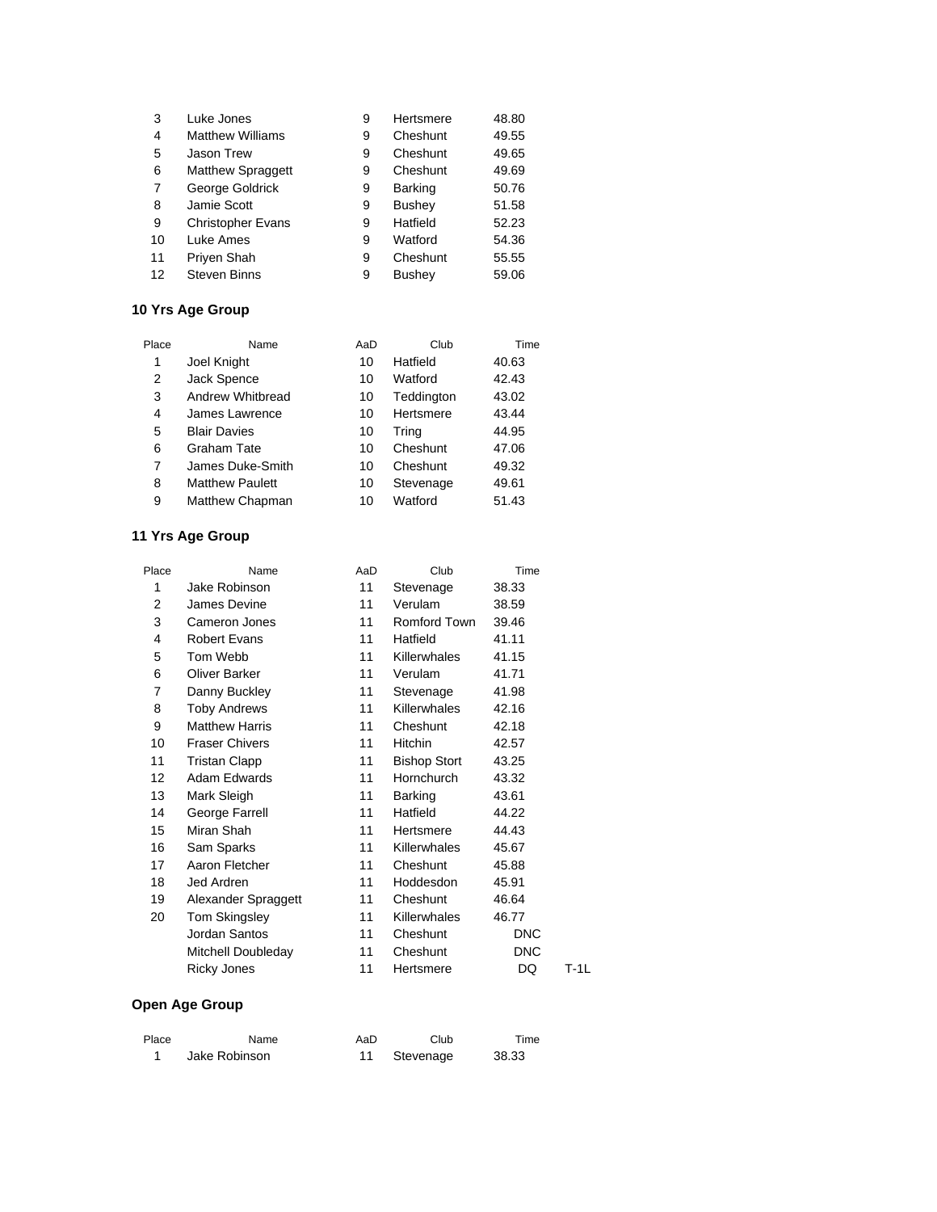| Place | Name | AaD | Club | Time | |
|---|---|---|---|---|---|
| 3 | Luke Jones | 9 | Hertsmere | 48.80 | |
| 4 | Matthew Williams | 9 | Cheshunt | 49.55 | |
| 5 | Jason Trew | 9 | Cheshunt | 49.65 | |
| 6 | Matthew Spraggett | 9 | Cheshunt | 49.69 | |
| 7 | George Goldrick | 9 | Barking | 50.76 | |
| 8 | Jamie Scott | 9 | Bushey | 51.58 | |
| 9 | Christopher Evans | 9 | Hatfield | 52.23 | |
| 10 | Luke Ames | 9 | Watford | 54.36 | |
| 11 | Priyen Shah | 9 | Cheshunt | 55.55 | |
| 12 | Steven Binns | 9 | Bushey | 59.06 | |

**10 Yrs Age Group**

| Place | Name | AaD | Club | Time |
|---|---|---|---|---|
| 1 | Joel Knight | 10 | Hatfield | 40.63 |
| 2 | Jack Spence | 10 | Watford | 42.43 |
| 3 | Andrew Whitbread | 10 | Teddington | 43.02 |
| 4 | James Lawrence | 10 | Hertsmere | 43.44 |
| 5 | Blair Davies | 10 | Tring | 44.95 |
| 6 | Graham Tate | 10 | Cheshunt | 47.06 |
| 7 | James Duke-Smith | 10 | Cheshunt | 49.32 |
| 8 | Matthew Paulett | 10 | Stevenage | 49.61 |
| 9 | Matthew Chapman | 10 | Watford | 51.43 |

**11 Yrs Age Group**

| Place | Name | AaD | Club | Time | |
|---|---|---|---|---|---|
| 1 | Jake Robinson | 11 | Stevenage | 38.33 | |
| 2 | James Devine | 11 | Verulam | 38.59 | |
| 3 | Cameron Jones | 11 | Romford Town | 39.46 | |
| 4 | Robert Evans | 11 | Hatfield | 41.11 | |
| 5 | Tom Webb | 11 | Killerwhales | 41.15 | |
| 6 | Oliver Barker | 11 | Verulam | 41.71 | |
| 7 | Danny Buckley | 11 | Stevenage | 41.98 | |
| 8 | Toby Andrews | 11 | Killerwhales | 42.16 | |
| 9 | Matthew Harris | 11 | Cheshunt | 42.18 | |
| 10 | Fraser Chivers | 11 | Hitchin | 42.57 | |
| 11 | Tristan Clapp | 11 | Bishop Stort | 43.25 | |
| 12 | Adam Edwards | 11 | Hornchurch | 43.32 | |
| 13 | Mark Sleigh | 11 | Barking | 43.61 | |
| 14 | George Farrell | 11 | Hatfield | 44.22 | |
| 15 | Miran Shah | 11 | Hertsmere | 44.43 | |
| 16 | Sam Sparks | 11 | Killerwhales | 45.67 | |
| 17 | Aaron Fletcher | 11 | Cheshunt | 45.88 | |
| 18 | Jed Ardren | 11 | Hoddesdon | 45.91 | |
| 19 | Alexander Spraggett | 11 | Cheshunt | 46.64 | |
| 20 | Tom Skingsley | 11 | Killerwhales | 46.77 | |
| | Jordan Santos | 11 | Cheshunt | DNC | |
| | Mitchell Doubleday | 11 | Cheshunt | DNC | |
| | Ricky Jones | 11 | Hertsmere | DQ | T-1L |

**Open Age Group**

| Place | Name | AaD | Club | Time |
|---|---|---|---|---|
| 1 | Jake Robinson | 11 | Stevenage | 38.33 |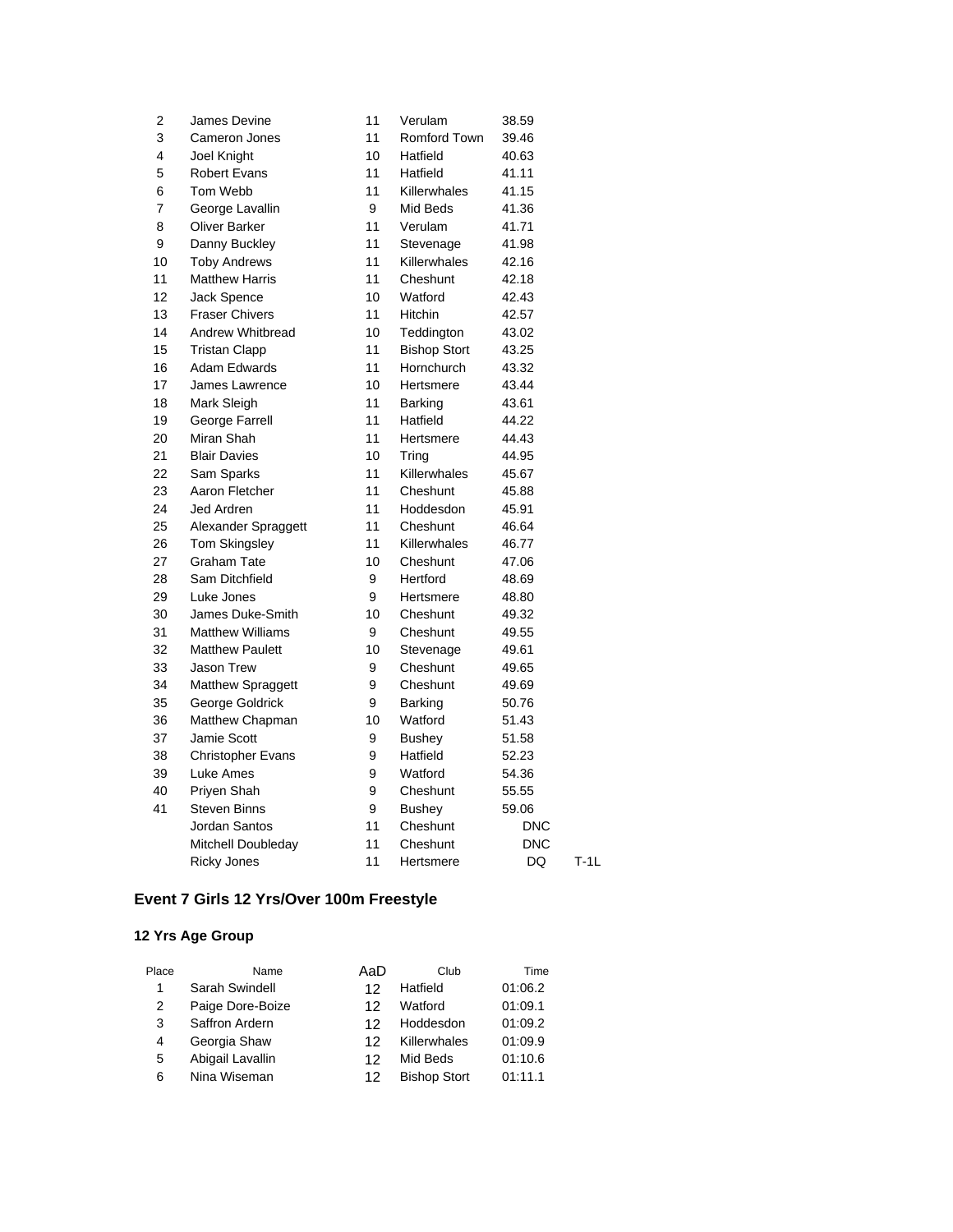| Place | Name | AaD | Club | Time | |
|---|---|---|---|---|---|
| 2 | James Devine | 11 | Verulam | 38.59 | |
| 3 | Cameron Jones | 11 | Romford Town | 39.46 | |
| 4 | Joel Knight | 10 | Hatfield | 40.63 | |
| 5 | Robert Evans | 11 | Hatfield | 41.11 | |
| 6 | Tom Webb | 11 | Killerwhales | 41.15 | |
| 7 | George Lavallin | 9 | Mid Beds | 41.36 | |
| 8 | Oliver Barker | 11 | Verulam | 41.71 | |
| 9 | Danny Buckley | 11 | Stevenage | 41.98 | |
| 10 | Toby Andrews | 11 | Killerwhales | 42.16 | |
| 11 | Matthew Harris | 11 | Cheshunt | 42.18 | |
| 12 | Jack Spence | 10 | Watford | 42.43 | |
| 13 | Fraser Chivers | 11 | Hitchin | 42.57 | |
| 14 | Andrew Whitbread | 10 | Teddington | 43.02 | |
| 15 | Tristan Clapp | 11 | Bishop Stort | 43.25 | |
| 16 | Adam Edwards | 11 | Hornchurch | 43.32 | |
| 17 | James Lawrence | 10 | Hertsmere | 43.44 | |
| 18 | Mark Sleigh | 11 | Barking | 43.61 | |
| 19 | George Farrell | 11 | Hatfield | 44.22 | |
| 20 | Miran Shah | 11 | Hertsmere | 44.43 | |
| 21 | Blair Davies | 10 | Tring | 44.95 | |
| 22 | Sam Sparks | 11 | Killerwhales | 45.67 | |
| 23 | Aaron Fletcher | 11 | Cheshunt | 45.88 | |
| 24 | Jed Ardren | 11 | Hoddesdon | 45.91 | |
| 25 | Alexander Spraggett | 11 | Cheshunt | 46.64 | |
| 26 | Tom Skingsley | 11 | Killerwhales | 46.77 | |
| 27 | Graham Tate | 10 | Cheshunt | 47.06 | |
| 28 | Sam Ditchfield | 9 | Hertford | 48.69 | |
| 29 | Luke Jones | 9 | Hertsmere | 48.80 | |
| 30 | James Duke-Smith | 10 | Cheshunt | 49.32 | |
| 31 | Matthew Williams | 9 | Cheshunt | 49.55 | |
| 32 | Matthew Paulett | 10 | Stevenage | 49.61 | |
| 33 | Jason Trew | 9 | Cheshunt | 49.65 | |
| 34 | Matthew Spraggett | 9 | Cheshunt | 49.69 | |
| 35 | George Goldrick | 9 | Barking | 50.76 | |
| 36 | Matthew Chapman | 10 | Watford | 51.43 | |
| 37 | Jamie Scott | 9 | Bushey | 51.58 | |
| 38 | Christopher Evans | 9 | Hatfield | 52.23 | |
| 39 | Luke Ames | 9 | Watford | 54.36 | |
| 40 | Priyen Shah | 9 | Cheshunt | 55.55 | |
| 41 | Steven Binns | 9 | Bushey | 59.06 | |
| | Jordan Santos | 11 | Cheshunt | DNC | |
| | Mitchell Doubleday | 11 | Cheshunt | DNC | |
| | Ricky Jones | 11 | Hertsmere | DQ | T-1L |

## Event 7 Girls 12 Yrs/Over 100m Freestyle

### 12 Yrs Age Group

| Place | Name | AaD | Club | Time |
|---|---|---|---|---|
| 1 | Sarah Swindell | 12 | Hatfield | 01:06.2 |
| 2 | Paige Dore-Boize | 12 | Watford | 01:09.1 |
| 3 | Saffron Ardern | 12 | Hoddesdon | 01:09.2 |
| 4 | Georgia Shaw | 12 | Killerwhales | 01:09.9 |
| 5 | Abigail Lavallin | 12 | Mid Beds | 01:10.6 |
| 6 | Nina Wiseman | 12 | Bishop Stort | 01:11.1 |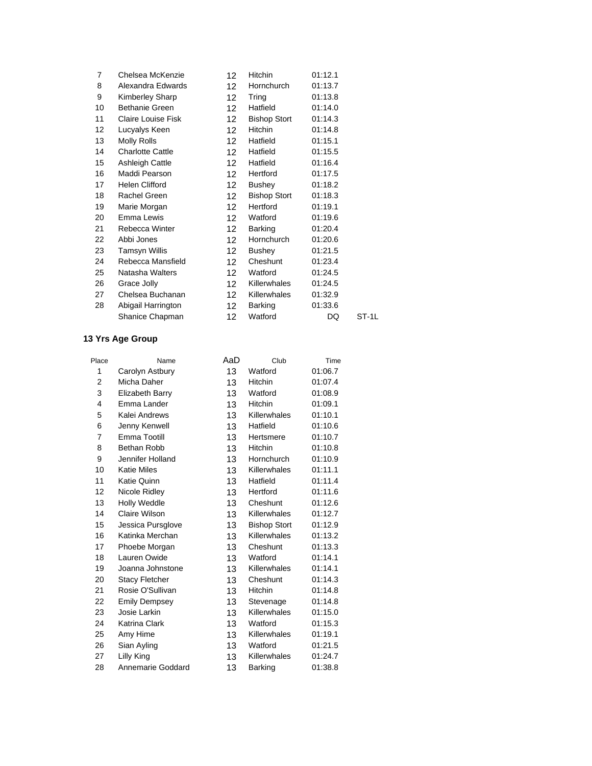| Place | Name | AaD | Club | Time | |
|---|---|---|---|---|---|
| 7 | Chelsea McKenzie | 12 | Hitchin | 01:12.1 | |
| 8 | Alexandra Edwards | 12 | Hornchurch | 01:13.7 | |
| 9 | Kimberley Sharp | 12 | Tring | 01:13.8 | |
| 10 | Bethanie Green | 12 | Hatfield | 01:14.0 | |
| 11 | Claire Louise Fisk | 12 | Bishop Stort | 01:14.3 | |
| 12 | Lucyalys Keen | 12 | Hitchin | 01:14.8 | |
| 13 | Molly Rolls | 12 | Hatfield | 01:15.1 | |
| 14 | Charlotte Cattle | 12 | Hatfield | 01:15.5 | |
| 15 | Ashleigh Cattle | 12 | Hatfield | 01:16.4 | |
| 16 | Maddi Pearson | 12 | Hertford | 01:17.5 | |
| 17 | Helen Clifford | 12 | Bushey | 01:18.2 | |
| 18 | Rachel Green | 12 | Bishop Stort | 01:18.3 | |
| 19 | Marie Morgan | 12 | Hertford | 01:19.1 | |
| 20 | Emma Lewis | 12 | Watford | 01:19.6 | |
| 21 | Rebecca Winter | 12 | Barking | 01:20.4 | |
| 22 | Abbi Jones | 12 | Hornchurch | 01:20.6 | |
| 23 | Tamsyn Willis | 12 | Bushey | 01:21.5 | |
| 24 | Rebecca Mansfield | 12 | Cheshunt | 01:23.4 | |
| 25 | Natasha Walters | 12 | Watford | 01:24.5 | |
| 26 | Grace Jolly | 12 | Killerwhales | 01:24.5 | |
| 27 | Chelsea Buchanan | 12 | Killerwhales | 01:32.9 | |
| 28 | Abigail Harrington | 12 | Barking | 01:33.6 | |
| | Shanice Chapman | 12 | Watford | DQ | ST-1L |

**13 Yrs Age Group**

| Place | Name | AaD | Club | Time |
|---|---|---|---|---|
| 1 | Carolyn Astbury | 13 | Watford | 01:06.7 |
| 2 | Micha Daher | 13 | Hitchin | 01:07.4 |
| 3 | Elizabeth Barry | 13 | Watford | 01:08.9 |
| 4 | Emma Lander | 13 | Hitchin | 01:09.1 |
| 5 | Kalei Andrews | 13 | Killerwhales | 01:10.1 |
| 6 | Jenny Kenwell | 13 | Hatfield | 01:10.6 |
| 7 | Emma Tootill | 13 | Hertsmere | 01:10.7 |
| 8 | Bethan Robb | 13 | Hitchin | 01:10.8 |
| 9 | Jennifer Holland | 13 | Hornchurch | 01:10.9 |
| 10 | Katie Miles | 13 | Killerwhales | 01:11.1 |
| 11 | Katie Quinn | 13 | Hatfield | 01:11.4 |
| 12 | Nicole Ridley | 13 | Hertford | 01:11.6 |
| 13 | Holly Weddle | 13 | Cheshunt | 01:12.6 |
| 14 | Claire Wilson | 13 | Killerwhales | 01:12.7 |
| 15 | Jessica Pursglove | 13 | Bishop Stort | 01:12.9 |
| 16 | Katinka Merchan | 13 | Killerwhales | 01:13.2 |
| 17 | Phoebe Morgan | 13 | Cheshunt | 01:13.3 |
| 18 | Lauren Owide | 13 | Watford | 01:14.1 |
| 19 | Joanna Johnstone | 13 | Killerwhales | 01:14.1 |
| 20 | Stacy Fletcher | 13 | Cheshunt | 01:14.3 |
| 21 | Rosie O'Sullivan | 13 | Hitchin | 01:14.8 |
| 22 | Emily Dempsey | 13 | Stevenage | 01:14.8 |
| 23 | Josie Larkin | 13 | Killerwhales | 01:15.0 |
| 24 | Katrina Clark | 13 | Watford | 01:15.3 |
| 25 | Amy Hime | 13 | Killerwhales | 01:19.1 |
| 26 | Sian Ayling | 13 | Watford | 01:21.5 |
| 27 | Lilly King | 13 | Killerwhales | 01:24.7 |
| 28 | Annemarie Goddard | 13 | Barking | 01:38.8 |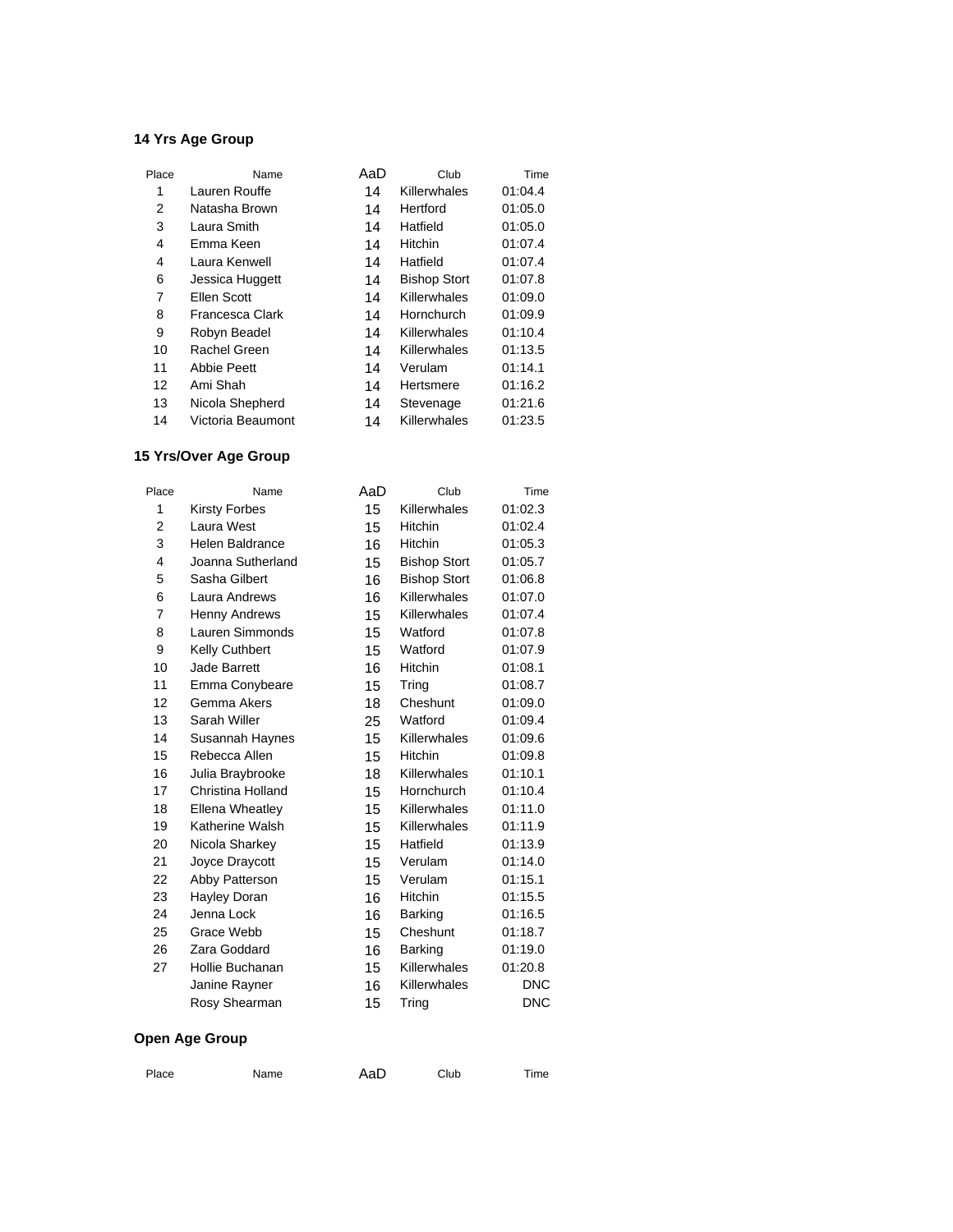### 14 Yrs Age Group

| Place | Name | AaD | Club | Time |
|---|---|---|---|---|
| 1 | Lauren Rouffe | 14 | Killerwhales | 01:04.4 |
| 2 | Natasha Brown | 14 | Hertford | 01:05.0 |
| 3 | Laura Smith | 14 | Hatfield | 01:05.0 |
| 4 | Emma Keen | 14 | Hitchin | 01:07.4 |
| 4 | Laura Kenwell | 14 | Hatfield | 01:07.4 |
| 6 | Jessica Huggett | 14 | Bishop Stort | 01:07.8 |
| 7 | Ellen Scott | 14 | Killerwhales | 01:09.0 |
| 8 | Francesca Clark | 14 | Hornchurch | 01:09.9 |
| 9 | Robyn Beadel | 14 | Killerwhales | 01:10.4 |
| 10 | Rachel Green | 14 | Killerwhales | 01:13.5 |
| 11 | Abbie Peett | 14 | Verulam | 01:14.1 |
| 12 | Ami Shah | 14 | Hertsmere | 01:16.2 |
| 13 | Nicola Shepherd | 14 | Stevenage | 01:21.6 |
| 14 | Victoria Beaumont | 14 | Killerwhales | 01:23.5 |

### 15 Yrs/Over Age Group

| Place | Name | AaD | Club | Time |
|---|---|---|---|---|
| 1 | Kirsty Forbes | 15 | Killerwhales | 01:02.3 |
| 2 | Laura West | 15 | Hitchin | 01:02.4 |
| 3 | Helen Baldrance | 16 | Hitchin | 01:05.3 |
| 4 | Joanna Sutherland | 15 | Bishop Stort | 01:05.7 |
| 5 | Sasha Gilbert | 16 | Bishop Stort | 01:06.8 |
| 6 | Laura Andrews | 16 | Killerwhales | 01:07.0 |
| 7 | Henny Andrews | 15 | Killerwhales | 01:07.4 |
| 8 | Lauren Simmonds | 15 | Watford | 01:07.8 |
| 9 | Kelly Cuthbert | 15 | Watford | 01:07.9 |
| 10 | Jade Barrett | 16 | Hitchin | 01:08.1 |
| 11 | Emma Conybeare | 15 | Tring | 01:08.7 |
| 12 | Gemma Akers | 18 | Cheshunt | 01:09.0 |
| 13 | Sarah Willer | 25 | Watford | 01:09.4 |
| 14 | Susannah Haynes | 15 | Killerwhales | 01:09.6 |
| 15 | Rebecca Allen | 15 | Hitchin | 01:09.8 |
| 16 | Julia Braybrooke | 18 | Killerwhales | 01:10.1 |
| 17 | Christina Holland | 15 | Hornchurch | 01:10.4 |
| 18 | Ellena Wheatley | 15 | Killerwhales | 01:11.0 |
| 19 | Katherine Walsh | 15 | Killerwhales | 01:11.9 |
| 20 | Nicola Sharkey | 15 | Hatfield | 01:13.9 |
| 21 | Joyce Draycott | 15 | Verulam | 01:14.0 |
| 22 | Abby Patterson | 15 | Verulam | 01:15.1 |
| 23 | Hayley Doran | 16 | Hitchin | 01:15.5 |
| 24 | Jenna Lock | 16 | Barking | 01:16.5 |
| 25 | Grace Webb | 15 | Cheshunt | 01:18.7 |
| 26 | Zara Goddard | 16 | Barking | 01:19.0 |
| 27 | Hollie Buchanan | 15 | Killerwhales | 01:20.8 |
| | Janine Rayner | 16 | Killerwhales | DNC |
| | Rosy Shearman | 15 | Tring | DNC |

### Open Age Group

| Place | Name | AaD | Club | Time |
|---|---|---|---|---|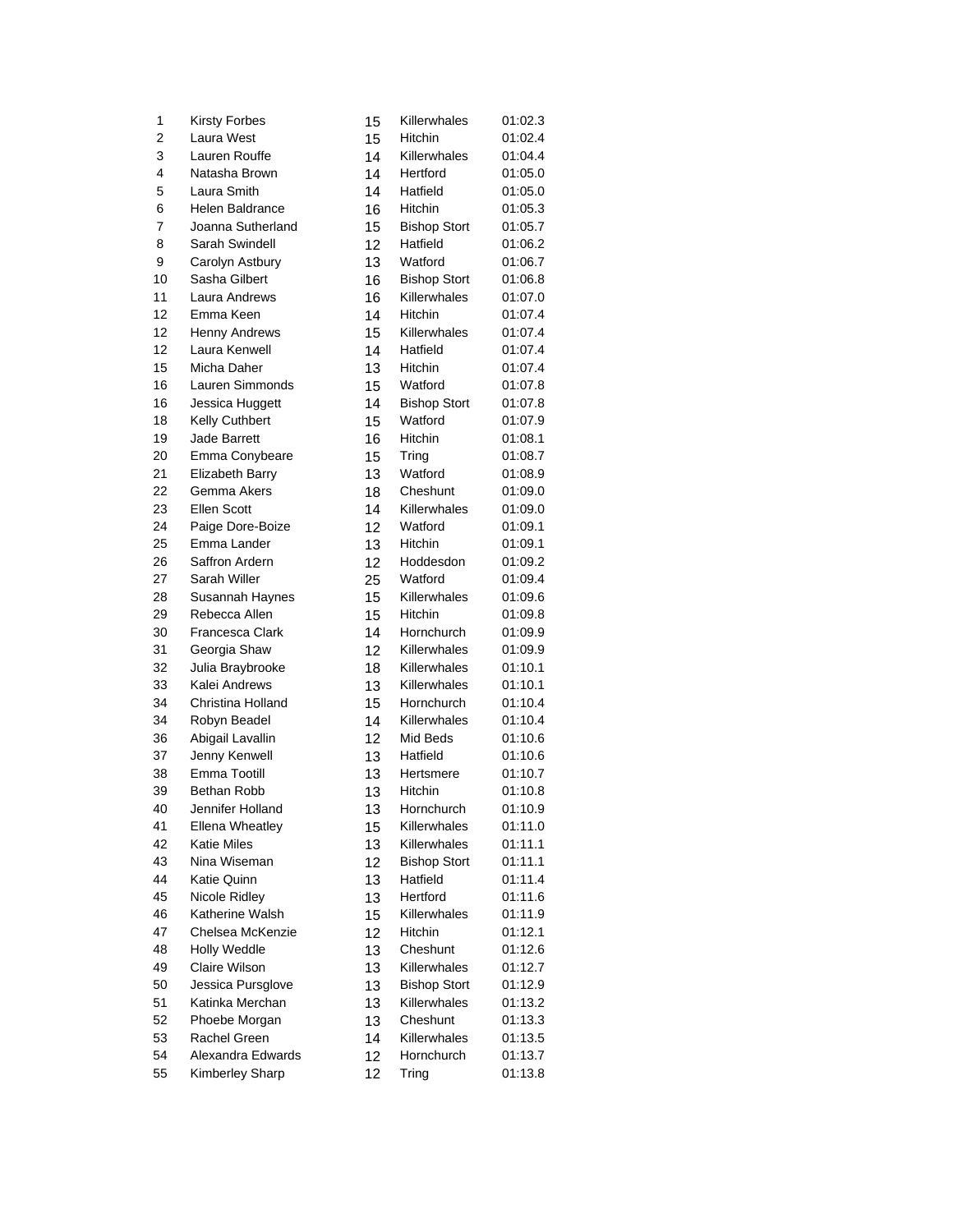| | | | | |
|---|---|---|---|---|
| 1 | Kirsty Forbes | 15 | Killerwhales | 01:02.3 |
| 2 | Laura West | 15 | Hitchin | 01:02.4 |
| 3 | Lauren Rouffe | 14 | Killerwhales | 01:04.4 |
| 4 | Natasha Brown | 14 | Hertford | 01:05.0 |
| 5 | Laura Smith | 14 | Hatfield | 01:05.0 |
| 6 | Helen Baldrance | 16 | Hitchin | 01:05.3 |
| 7 | Joanna Sutherland | 15 | Bishop Stort | 01:05.7 |
| 8 | Sarah Swindell | 12 | Hatfield | 01:06.2 |
| 9 | Carolyn Astbury | 13 | Watford | 01:06.7 |
| 10 | Sasha Gilbert | 16 | Bishop Stort | 01:06.8 |
| 11 | Laura Andrews | 16 | Killerwhales | 01:07.0 |
| 12 | Emma Keen | 14 | Hitchin | 01:07.4 |
| 12 | Henny Andrews | 15 | Killerwhales | 01:07.4 |
| 12 | Laura Kenwell | 14 | Hatfield | 01:07.4 |
| 15 | Micha Daher | 13 | Hitchin | 01:07.4 |
| 16 | Lauren Simmonds | 15 | Watford | 01:07.8 |
| 16 | Jessica Huggett | 14 | Bishop Stort | 01:07.8 |
| 18 | Kelly Cuthbert | 15 | Watford | 01:07.9 |
| 19 | Jade Barrett | 16 | Hitchin | 01:08.1 |
| 20 | Emma Conybeare | 15 | Tring | 01:08.7 |
| 21 | Elizabeth Barry | 13 | Watford | 01:08.9 |
| 22 | Gemma Akers | 18 | Cheshunt | 01:09.0 |
| 23 | Ellen Scott | 14 | Killerwhales | 01:09.0 |
| 24 | Paige Dore-Boize | 12 | Watford | 01:09.1 |
| 25 | Emma Lander | 13 | Hitchin | 01:09.1 |
| 26 | Saffron Ardern | 12 | Hoddesdon | 01:09.2 |
| 27 | Sarah Willer | 25 | Watford | 01:09.4 |
| 28 | Susannah Haynes | 15 | Killerwhales | 01:09.6 |
| 29 | Rebecca Allen | 15 | Hitchin | 01:09.8 |
| 30 | Francesca Clark | 14 | Hornchurch | 01:09.9 |
| 31 | Georgia Shaw | 12 | Killerwhales | 01:09.9 |
| 32 | Julia Braybrooke | 18 | Killerwhales | 01:10.1 |
| 33 | Kalei Andrews | 13 | Killerwhales | 01:10.1 |
| 34 | Christina Holland | 15 | Hornchurch | 01:10.4 |
| 34 | Robyn Beadel | 14 | Killerwhales | 01:10.4 |
| 36 | Abigail Lavallin | 12 | Mid Beds | 01:10.6 |
| 37 | Jenny Kenwell | 13 | Hatfield | 01:10.6 |
| 38 | Emma Tootill | 13 | Hertsmere | 01:10.7 |
| 39 | Bethan Robb | 13 | Hitchin | 01:10.8 |
| 40 | Jennifer Holland | 13 | Hornchurch | 01:10.9 |
| 41 | Ellena Wheatley | 15 | Killerwhales | 01:11.0 |
| 42 | Katie Miles | 13 | Killerwhales | 01:11.1 |
| 43 | Nina Wiseman | 12 | Bishop Stort | 01:11.1 |
| 44 | Katie Quinn | 13 | Hatfield | 01:11.4 |
| 45 | Nicole Ridley | 13 | Hertford | 01:11.6 |
| 46 | Katherine Walsh | 15 | Killerwhales | 01:11.9 |
| 47 | Chelsea McKenzie | 12 | Hitchin | 01:12.1 |
| 48 | Holly Weddle | 13 | Cheshunt | 01:12.6 |
| 49 | Claire Wilson | 13 | Killerwhales | 01:12.7 |
| 50 | Jessica Pursglove | 13 | Bishop Stort | 01:12.9 |
| 51 | Katinka Merchan | 13 | Killerwhales | 01:13.2 |
| 52 | Phoebe Morgan | 13 | Cheshunt | 01:13.3 |
| 53 | Rachel Green | 14 | Killerwhales | 01:13.5 |
| 54 | Alexandra Edwards | 12 | Hornchurch | 01:13.7 |
| 55 | Kimberley Sharp | 12 | Tring | 01:13.8 |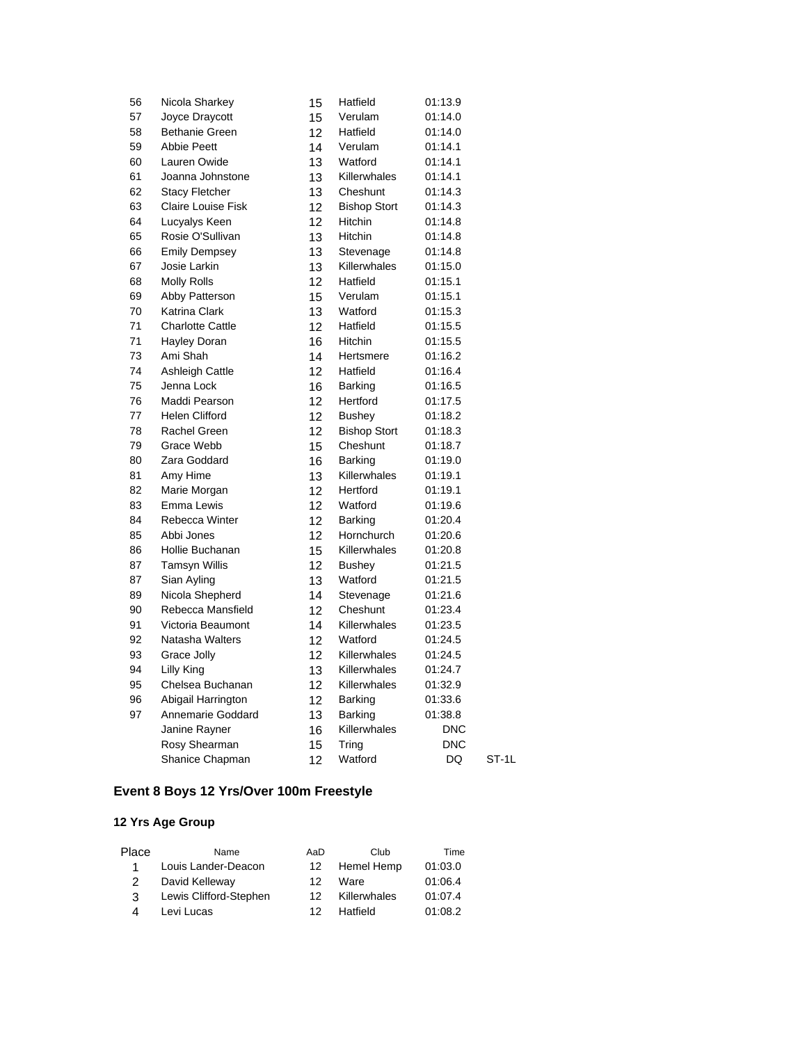| Place | Name | AaD | Club | Time | |
|---|---|---|---|---|---|
| 56 | Nicola Sharkey | 15 | Hatfield | 01:13.9 | |
| 57 | Joyce Draycott | 15 | Verulam | 01:14.0 | |
| 58 | Bethanie Green | 12 | Hatfield | 01:14.0 | |
| 59 | Abbie Peett | 14 | Verulam | 01:14.1 | |
| 60 | Lauren Owide | 13 | Watford | 01:14.1 | |
| 61 | Joanna Johnstone | 13 | Killerwhales | 01:14.1 | |
| 62 | Stacy Fletcher | 13 | Cheshunt | 01:14.3 | |
| 63 | Claire Louise Fisk | 12 | Bishop Stort | 01:14.3 | |
| 64 | Lucyalys Keen | 12 | Hitchin | 01:14.8 | |
| 65 | Rosie O'Sullivan | 13 | Hitchin | 01:14.8 | |
| 66 | Emily Dempsey | 13 | Stevenage | 01:14.8 | |
| 67 | Josie Larkin | 13 | Killerwhales | 01:15.0 | |
| 68 | Molly Rolls | 12 | Hatfield | 01:15.1 | |
| 69 | Abby Patterson | 15 | Verulam | 01:15.1 | |
| 70 | Katrina Clark | 13 | Watford | 01:15.3 | |
| 71 | Charlotte Cattle | 12 | Hatfield | 01:15.5 | |
| 71 | Hayley Doran | 16 | Hitchin | 01:15.5 | |
| 73 | Ami Shah | 14 | Hertsmere | 01:16.2 | |
| 74 | Ashleigh Cattle | 12 | Hatfield | 01:16.4 | |
| 75 | Jenna Lock | 16 | Barking | 01:16.5 | |
| 76 | Maddi Pearson | 12 | Hertford | 01:17.5 | |
| 77 | Helen Clifford | 12 | Bushey | 01:18.2 | |
| 78 | Rachel Green | 12 | Bishop Stort | 01:18.3 | |
| 79 | Grace Webb | 15 | Cheshunt | 01:18.7 | |
| 80 | Zara Goddard | 16 | Barking | 01:19.0 | |
| 81 | Amy Hime | 13 | Killerwhales | 01:19.1 | |
| 82 | Marie Morgan | 12 | Hertford | 01:19.1 | |
| 83 | Emma Lewis | 12 | Watford | 01:19.6 | |
| 84 | Rebecca Winter | 12 | Barking | 01:20.4 | |
| 85 | Abbi Jones | 12 | Hornchurch | 01:20.6 | |
| 86 | Hollie Buchanan | 15 | Killerwhales | 01:20.8 | |
| 87 | Tamsyn Willis | 12 | Bushey | 01:21.5 | |
| 87 | Sian Ayling | 13 | Watford | 01:21.5 | |
| 89 | Nicola Shepherd | 14 | Stevenage | 01:21.6 | |
| 90 | Rebecca Mansfield | 12 | Cheshunt | 01:23.4 | |
| 91 | Victoria Beaumont | 14 | Killerwhales | 01:23.5 | |
| 92 | Natasha Walters | 12 | Watford | 01:24.5 | |
| 93 | Grace Jolly | 12 | Killerwhales | 01:24.5 | |
| 94 | Lilly King | 13 | Killerwhales | 01:24.7 | |
| 95 | Chelsea Buchanan | 12 | Killerwhales | 01:32.9 | |
| 96 | Abigail Harrington | 12 | Barking | 01:33.6 | |
| 97 | Annemarie Goddard | 13 | Barking | 01:38.8 | |
| | Janine Rayner | 16 | Killerwhales | DNC | |
| | Rosy Shearman | 15 | Tring | DNC | |
| | Shanice Chapman | 12 | Watford | DQ | ST-1L |

## Event 8 Boys 12 Yrs/Over 100m Freestyle

### 12 Yrs Age Group

| Place | Name | AaD | Club | Time |
|---|---|---|---|---|
| 1 | Louis Lander-Deacon | 12 | Hemel Hemp | 01:03.0 |
| 2 | David Kelleway | 12 | Ware | 01:06.4 |
| 3 | Lewis Clifford-Stephen | 12 | Killerwhales | 01:07.4 |
| 4 | Levi Lucas | 12 | Hatfield | 01:08.2 |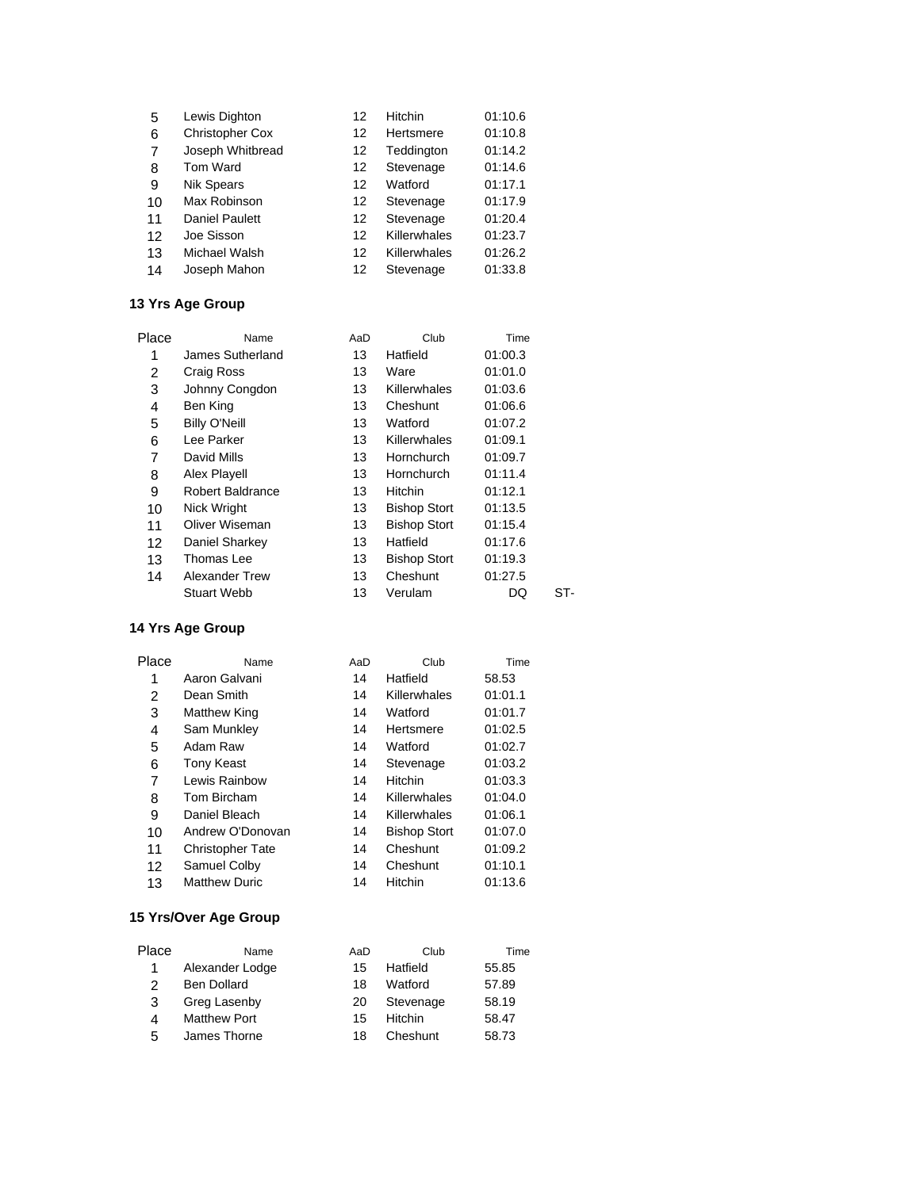| | | | | |
|---|---|---|---|---|
| 5 | Lewis Dighton | 12 | Hitchin | 01:10.6 |
| 6 | Christopher Cox | 12 | Hertsmere | 01:10.8 |
| 7 | Joseph Whitbread | 12 | Teddington | 01:14.2 |
| 8 | Tom Ward | 12 | Stevenage | 01:14.6 |
| 9 | Nik Spears | 12 | Watford | 01:17.1 |
| 10 | Max Robinson | 12 | Stevenage | 01:17.9 |
| 11 | Daniel Paulett | 12 | Stevenage | 01:20.4 |
| 12 | Joe Sisson | 12 | Killerwhales | 01:23.7 |
| 13 | Michael Walsh | 12 | Killerwhales | 01:26.2 |
| 14 | Joseph Mahon | 12 | Stevenage | 01:33.8 |

**13 Yrs Age Group**

| Place | Name | AaD | Club | Time | |
|---|---|---|---|---|---|
| 1 | James Sutherland | 13 | Hatfield | 01:00.3 | |
| 2 | Craig Ross | 13 | Ware | 01:01.0 | |
| 3 | Johnny Congdon | 13 | Killerwhales | 01:03.6 | |
| 4 | Ben King | 13 | Cheshunt | 01:06.6 | |
| 5 | Billy O'Neill | 13 | Watford | 01:07.2 | |
| 6 | Lee Parker | 13 | Killerwhales | 01:09.1 | |
| 7 | David Mills | 13 | Hornchurch | 01:09.7 | |
| 8 | Alex Playell | 13 | Hornchurch | 01:11.4 | |
| 9 | Robert Baldrance | 13 | Hitchin | 01:12.1 | |
| 10 | Nick Wright | 13 | Bishop Stort | 01:13.5 | |
| 11 | Oliver Wiseman | 13 | Bishop Stort | 01:15.4 | |
| 12 | Daniel Sharkey | 13 | Hatfield | 01:17.6 | |
| 13 | Thomas Lee | 13 | Bishop Stort | 01:19.3 | |
| 14 | Alexander Trew | 13 | Cheshunt | 01:27.5 | |
| | Stuart Webb | 13 | Verulam | DQ | ST- |

**14 Yrs Age Group**

| Place | Name | AaD | Club | Time |
|---|---|---|---|---|
| 1 | Aaron Galvani | 14 | Hatfield | 58.53 |
| 2 | Dean Smith | 14 | Killerwhales | 01:01.1 |
| 3 | Matthew King | 14 | Watford | 01:01.7 |
| 4 | Sam Munkley | 14 | Hertsmere | 01:02.5 |
| 5 | Adam Raw | 14 | Watford | 01:02.7 |
| 6 | Tony Keast | 14 | Stevenage | 01:03.2 |
| 7 | Lewis Rainbow | 14 | Hitchin | 01:03.3 |
| 8 | Tom Bircham | 14 | Killerwhales | 01:04.0 |
| 9 | Daniel Bleach | 14 | Killerwhales | 01:06.1 |
| 10 | Andrew O'Donovan | 14 | Bishop Stort | 01:07.0 |
| 11 | Christopher Tate | 14 | Cheshunt | 01:09.2 |
| 12 | Samuel Colby | 14 | Cheshunt | 01:10.1 |
| 13 | Matthew Duric | 14 | Hitchin | 01:13.6 |

**15 Yrs/Over Age Group**

| Place | Name | AaD | Club | Time |
|---|---|---|---|---|
| 1 | Alexander Lodge | 15 | Hatfield | 55.85 |
| 2 | Ben Dollard | 18 | Watford | 57.89 |
| 3 | Greg Lasenby | 20 | Stevenage | 58.19 |
| 4 | Matthew Port | 15 | Hitchin | 58.47 |
| 5 | James Thorne | 18 | Cheshunt | 58.73 |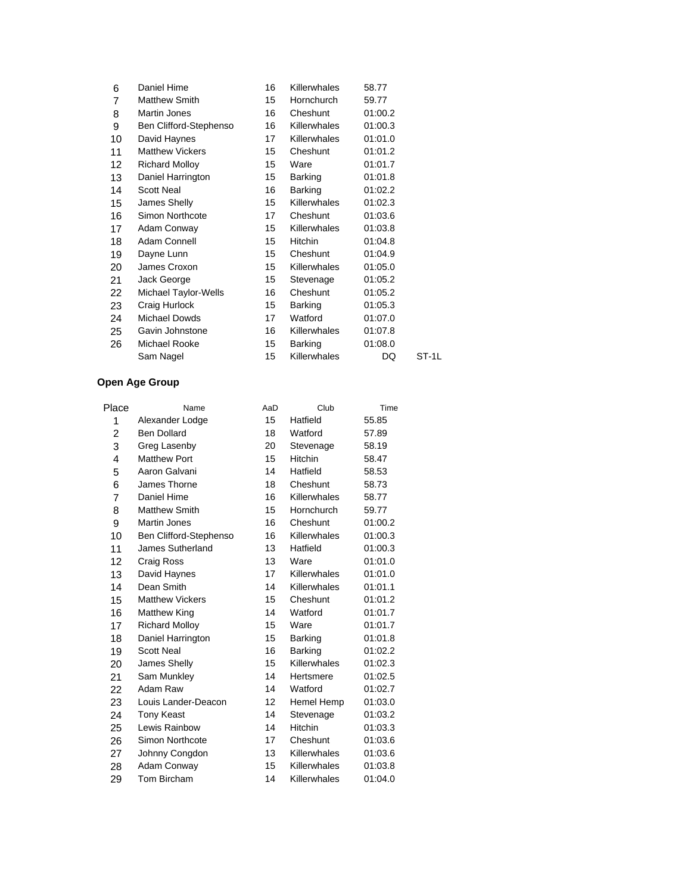| | | | | | |
|---|---|---|---|---|---|
| 6 | Daniel Hime | 16 | Killerwhales | 58.77 | |
| 7 | Matthew Smith | 15 | Hornchurch | 59.77 | |
| 8 | Martin Jones | 16 | Cheshunt | 01:00.2 | |
| 9 | Ben Clifford-Stephenso | 16 | Killerwhales | 01:00.3 | |
| 10 | David Haynes | 17 | Killerwhales | 01:01.0 | |
| 11 | Matthew Vickers | 15 | Cheshunt | 01:01.2 | |
| 12 | Richard Molloy | 15 | Ware | 01:01.7 | |
| 13 | Daniel Harrington | 15 | Barking | 01:01.8 | |
| 14 | Scott Neal | 16 | Barking | 01:02.2 | |
| 15 | James Shelly | 15 | Killerwhales | 01:02.3 | |
| 16 | Simon Northcote | 17 | Cheshunt | 01:03.6 | |
| 17 | Adam Conway | 15 | Killerwhales | 01:03.8 | |
| 18 | Adam Connell | 15 | Hitchin | 01:04.8 | |
| 19 | Dayne Lunn | 15 | Cheshunt | 01:04.9 | |
| 20 | James Croxon | 15 | Killerwhales | 01:05.0 | |
| 21 | Jack George | 15 | Stevenage | 01:05.2 | |
| 22 | Michael Taylor-Wells | 16 | Cheshunt | 01:05.2 | |
| 23 | Craig Hurlock | 15 | Barking | 01:05.3 | |
| 24 | Michael Dowds | 17 | Watford | 01:07.0 | |
| 25 | Gavin Johnstone | 16 | Killerwhales | 01:07.8 | |
| 26 | Michael Rooke | 15 | Barking | 01:08.0 | |
| | Sam Nagel | 15 | Killerwhales | DQ | ST-1L |

**Open Age Group**

| Place | Name | AaD | Club | Time |
|---|---|---|---|---|
| 1 | Alexander Lodge | 15 | Hatfield | 55.85 |
| 2 | Ben Dollard | 18 | Watford | 57.89 |
| 3 | Greg Lasenby | 20 | Stevenage | 58.19 |
| 4 | Matthew Port | 15 | Hitchin | 58.47 |
| 5 | Aaron Galvani | 14 | Hatfield | 58.53 |
| 6 | James Thorne | 18 | Cheshunt | 58.73 |
| 7 | Daniel Hime | 16 | Killerwhales | 58.77 |
| 8 | Matthew Smith | 15 | Hornchurch | 59.77 |
| 9 | Martin Jones | 16 | Cheshunt | 01:00.2 |
| 10 | Ben Clifford-Stephenso | 16 | Killerwhales | 01:00.3 |
| 11 | James Sutherland | 13 | Hatfield | 01:00.3 |
| 12 | Craig Ross | 13 | Ware | 01:01.0 |
| 13 | David Haynes | 17 | Killerwhales | 01:01.0 |
| 14 | Dean Smith | 14 | Killerwhales | 01:01.1 |
| 15 | Matthew Vickers | 15 | Cheshunt | 01:01.2 |
| 16 | Matthew King | 14 | Watford | 01:01.7 |
| 17 | Richard Molloy | 15 | Ware | 01:01.7 |
| 18 | Daniel Harrington | 15 | Barking | 01:01.8 |
| 19 | Scott Neal | 16 | Barking | 01:02.2 |
| 20 | James Shelly | 15 | Killerwhales | 01:02.3 |
| 21 | Sam Munkley | 14 | Hertsmere | 01:02.5 |
| 22 | Adam Raw | 14 | Watford | 01:02.7 |
| 23 | Louis Lander-Deacon | 12 | Hemel Hemp | 01:03.0 |
| 24 | Tony Keast | 14 | Stevenage | 01:03.2 |
| 25 | Lewis Rainbow | 14 | Hitchin | 01:03.3 |
| 26 | Simon Northcote | 17 | Cheshunt | 01:03.6 |
| 27 | Johnny Congdon | 13 | Killerwhales | 01:03.6 |
| 28 | Adam Conway | 15 | Killerwhales | 01:03.8 |
| 29 | Tom Bircham | 14 | Killerwhales | 01:04.0 |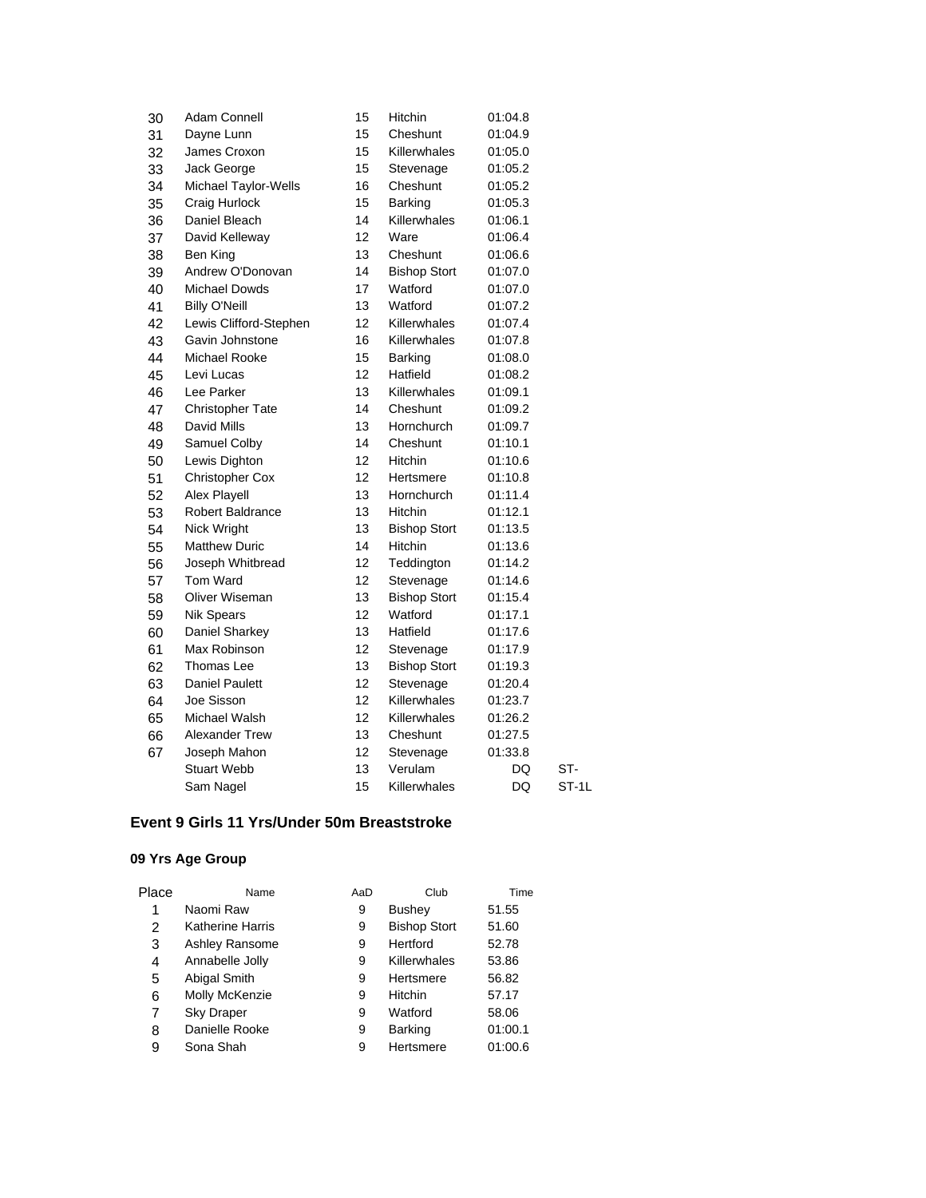| | | | | | |
|---|---|---|---|---|---|
| 30 | Adam Connell | 15 | Hitchin | 01:04.8 | |
| 31 | Dayne Lunn | 15 | Cheshunt | 01:04.9 | |
| 32 | James Croxon | 15 | Killerwhales | 01:05.0 | |
| 33 | Jack George | 15 | Stevenage | 01:05.2 | |
| 34 | Michael Taylor-Wells | 16 | Cheshunt | 01:05.2 | |
| 35 | Craig Hurlock | 15 | Barking | 01:05.3 | |
| 36 | Daniel Bleach | 14 | Killerwhales | 01:06.1 | |
| 37 | David Kelleway | 12 | Ware | 01:06.4 | |
| 38 | Ben King | 13 | Cheshunt | 01:06.6 | |
| 39 | Andrew O'Donovan | 14 | Bishop Stort | 01:07.0 | |
| 40 | Michael Dowds | 17 | Watford | 01:07.0 | |
| 41 | Billy O'Neill | 13 | Watford | 01:07.2 | |
| 42 | Lewis Clifford-Stephen | 12 | Killerwhales | 01:07.4 | |
| 43 | Gavin Johnstone | 16 | Killerwhales | 01:07.8 | |
| 44 | Michael Rooke | 15 | Barking | 01:08.0 | |
| 45 | Levi Lucas | 12 | Hatfield | 01:08.2 | |
| 46 | Lee Parker | 13 | Killerwhales | 01:09.1 | |
| 47 | Christopher Tate | 14 | Cheshunt | 01:09.2 | |
| 48 | David Mills | 13 | Hornchurch | 01:09.7 | |
| 49 | Samuel Colby | 14 | Cheshunt | 01:10.1 | |
| 50 | Lewis Dighton | 12 | Hitchin | 01:10.6 | |
| 51 | Christopher Cox | 12 | Hertsmere | 01:10.8 | |
| 52 | Alex Playell | 13 | Hornchurch | 01:11.4 | |
| 53 | Robert Baldrance | 13 | Hitchin | 01:12.1 | |
| 54 | Nick Wright | 13 | Bishop Stort | 01:13.5 | |
| 55 | Matthew Duric | 14 | Hitchin | 01:13.6 | |
| 56 | Joseph Whitbread | 12 | Teddington | 01:14.2 | |
| 57 | Tom Ward | 12 | Stevenage | 01:14.6 | |
| 58 | Oliver Wiseman | 13 | Bishop Stort | 01:15.4 | |
| 59 | Nik Spears | 12 | Watford | 01:17.1 | |
| 60 | Daniel Sharkey | 13 | Hatfield | 01:17.6 | |
| 61 | Max Robinson | 12 | Stevenage | 01:17.9 | |
| 62 | Thomas Lee | 13 | Bishop Stort | 01:19.3 | |
| 63 | Daniel Paulett | 12 | Stevenage | 01:20.4 | |
| 64 | Joe Sisson | 12 | Killerwhales | 01:23.7 | |
| 65 | Michael Walsh | 12 | Killerwhales | 01:26.2 | |
| 66 | Alexander Trew | 13 | Cheshunt | 01:27.5 | |
| 67 | Joseph Mahon | 12 | Stevenage | 01:33.8 | |
| | Stuart Webb | 13 | Verulam | DQ | ST- |
| | Sam Nagel | 15 | Killerwhales | DQ | ST-1L |

## Event 9 Girls 11 Yrs/Under 50m Breaststroke

### 09 Yrs Age Group

| Place | Name | AaD | Club | Time |
|---|---|---|---|---|
| 1 | Naomi Raw | 9 | Bushey | 51.55 |
| 2 | Katherine Harris | 9 | Bishop Stort | 51.60 |
| 3 | Ashley Ransome | 9 | Hertford | 52.78 |
| 4 | Annabelle Jolly | 9 | Killerwhales | 53.86 |
| 5 | Abigal Smith | 9 | Hertsmere | 56.82 |
| 6 | Molly McKenzie | 9 | Hitchin | 57.17 |
| 7 | Sky Draper | 9 | Watford | 58.06 |
| 8 | Danielle Rooke | 9 | Barking | 01:00.1 |
| 9 | Sona Shah | 9 | Hertsmere | 01:00.6 |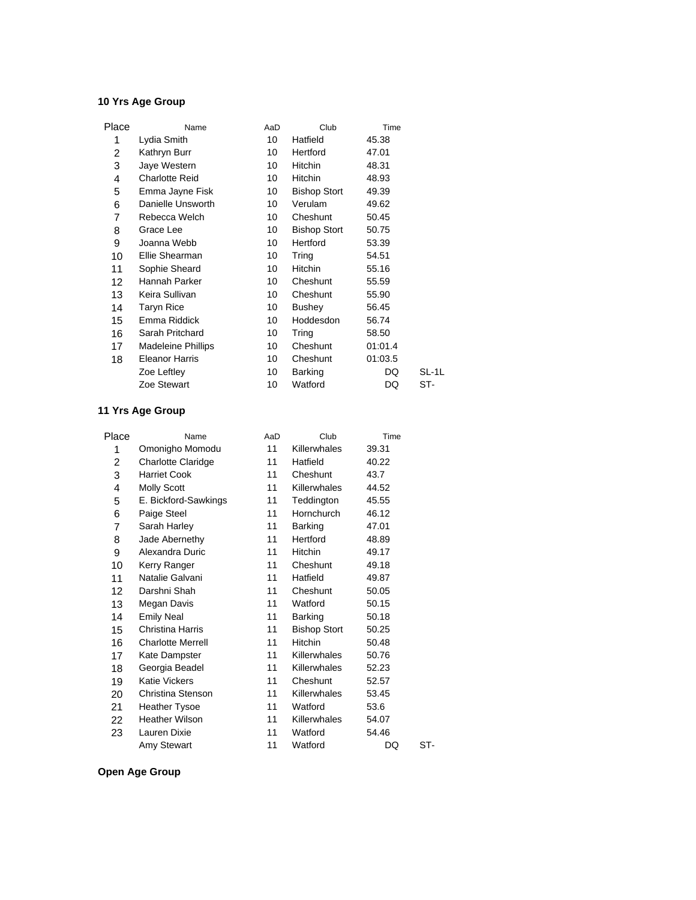**10 Yrs Age Group**

| Place | Name | AaD | Club | Time | |
|---|---|---|---|---|---|
| 1 | Lydia Smith | 10 | Hatfield | 45.38 | |
| 2 | Kathryn Burr | 10 | Hertford | 47.01 | |
| 3 | Jaye Western | 10 | Hitchin | 48.31 | |
| 4 | Charlotte Reid | 10 | Hitchin | 48.93 | |
| 5 | Emma Jayne Fisk | 10 | Bishop Stort | 49.39 | |
| 6 | Danielle Unsworth | 10 | Verulam | 49.62 | |
| 7 | Rebecca Welch | 10 | Cheshunt | 50.45 | |
| 8 | Grace Lee | 10 | Bishop Stort | 50.75 | |
| 9 | Joanna Webb | 10 | Hertford | 53.39 | |
| 10 | Ellie Shearman | 10 | Tring | 54.51 | |
| 11 | Sophie Sheard | 10 | Hitchin | 55.16 | |
| 12 | Hannah Parker | 10 | Cheshunt | 55.59 | |
| 13 | Keira Sullivan | 10 | Cheshunt | 55.90 | |
| 14 | Taryn Rice | 10 | Bushey | 56.45 | |
| 15 | Emma Riddick | 10 | Hoddesdon | 56.74 | |
| 16 | Sarah Pritchard | 10 | Tring | 58.50 | |
| 17 | Madeleine Phillips | 10 | Cheshunt | 01:01.4 | |
| 18 | Eleanor Harris | 10 | Cheshunt | 01:03.5 | |
| | Zoe Leftley | 10 | Barking | DQ | SL-1L |
| | Zoe Stewart | 10 | Watford | DQ | ST- |

**11 Yrs Age Group**

| Place | Name | AaD | Club | Time | |
|---|---|---|---|---|---|
| 1 | Omonigho Momodu | 11 | Killerwhales | 39.31 | |
| 2 | Charlotte Claridge | 11 | Hatfield | 40.22 | |
| 3 | Harriet Cook | 11 | Cheshunt | 43.7 | |
| 4 | Molly Scott | 11 | Killerwhales | 44.52 | |
| 5 | E. Bickford-Sawkings | 11 | Teddington | 45.55 | |
| 6 | Paige Steel | 11 | Hornchurch | 46.12 | |
| 7 | Sarah Harley | 11 | Barking | 47.01 | |
| 8 | Jade Abernethy | 11 | Hertford | 48.89 | |
| 9 | Alexandra Duric | 11 | Hitchin | 49.17 | |
| 10 | Kerry Ranger | 11 | Cheshunt | 49.18 | |
| 11 | Natalie Galvani | 11 | Hatfield | 49.87 | |
| 12 | Darshni Shah | 11 | Cheshunt | 50.05 | |
| 13 | Megan Davis | 11 | Watford | 50.15 | |
| 14 | Emily Neal | 11 | Barking | 50.18 | |
| 15 | Christina Harris | 11 | Bishop Stort | 50.25 | |
| 16 | Charlotte Merrell | 11 | Hitchin | 50.48 | |
| 17 | Kate Dampster | 11 | Killerwhales | 50.76 | |
| 18 | Georgia Beadel | 11 | Killerwhales | 52.23 | |
| 19 | Katie Vickers | 11 | Cheshunt | 52.57 | |
| 20 | Christina Stenson | 11 | Killerwhales | 53.45 | |
| 21 | Heather Tysoe | 11 | Watford | 53.6 | |
| 22 | Heather Wilson | 11 | Killerwhales | 54.07 | |
| 23 | Lauren Dixie | 11 | Watford | 54.46 | |
| | Amy Stewart | 11 | Watford | DQ | ST- |

**Open Age Group**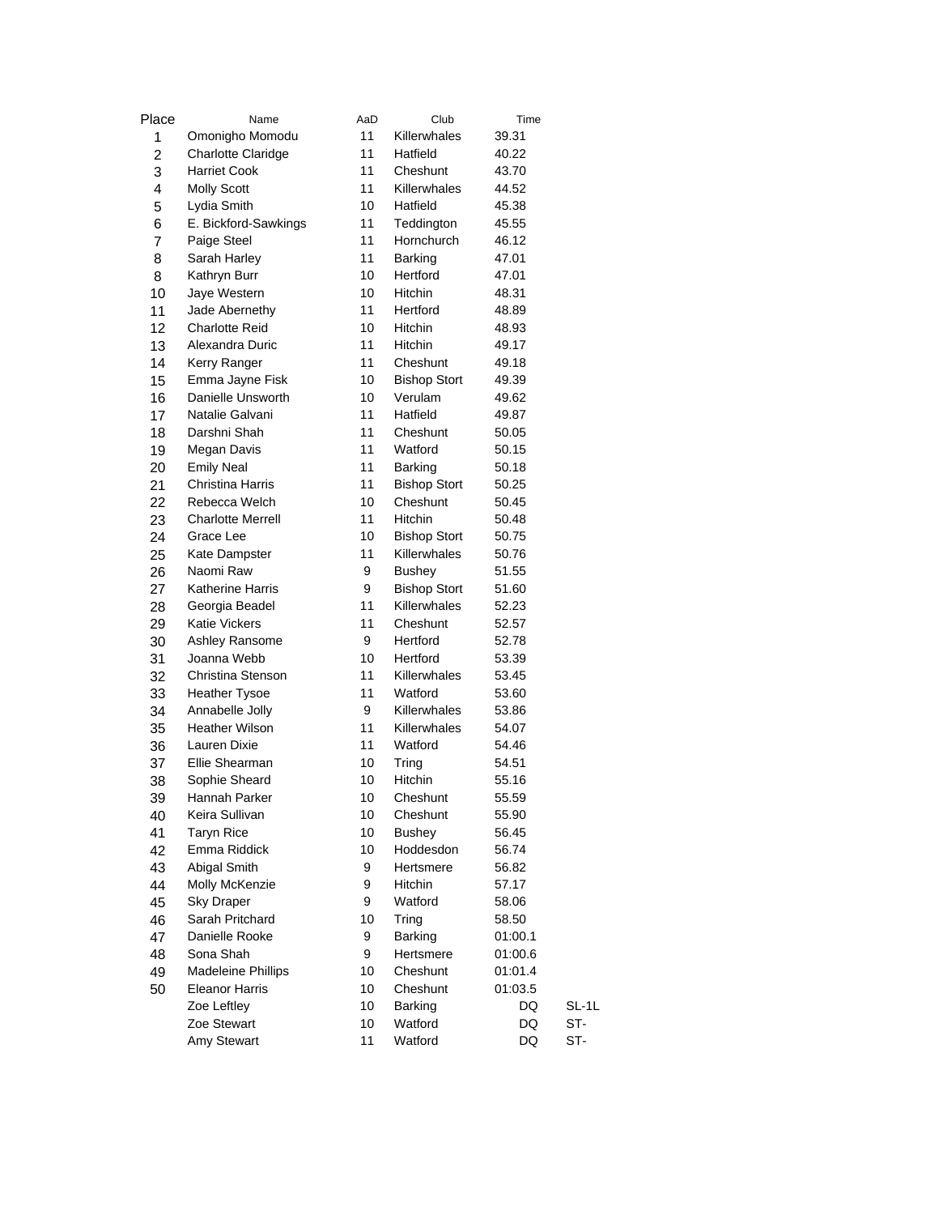| Place | Name | AaD | Club | Time | |
|---|---|---|---|---|---|
| 1 | Omonigho Momodu | 11 | Killerwhales | 39.31 | |
| 2 | Charlotte Claridge | 11 | Hatfield | 40.22 | |
| 3 | Harriet Cook | 11 | Cheshunt | 43.70 | |
| 4 | Molly Scott | 11 | Killerwhales | 44.52 | |
| 5 | Lydia Smith | 10 | Hatfield | 45.38 | |
| 6 | E. Bickford-Sawkings | 11 | Teddington | 45.55 | |
| 7 | Paige Steel | 11 | Hornchurch | 46.12 | |
| 8 | Sarah Harley | 11 | Barking | 47.01 | |
| 8 | Kathryn Burr | 10 | Hertford | 47.01 | |
| 10 | Jaye Western | 10 | Hitchin | 48.31 | |
| 11 | Jade Abernethy | 11 | Hertford | 48.89 | |
| 12 | Charlotte Reid | 10 | Hitchin | 48.93 | |
| 13 | Alexandra Duric | 11 | Hitchin | 49.17 | |
| 14 | Kerry Ranger | 11 | Cheshunt | 49.18 | |
| 15 | Emma Jayne Fisk | 10 | Bishop Stort | 49.39 | |
| 16 | Danielle Unsworth | 10 | Verulam | 49.62 | |
| 17 | Natalie Galvani | 11 | Hatfield | 49.87 | |
| 18 | Darshni Shah | 11 | Cheshunt | 50.05 | |
| 19 | Megan Davis | 11 | Watford | 50.15 | |
| 20 | Emily Neal | 11 | Barking | 50.18 | |
| 21 | Christina Harris | 11 | Bishop Stort | 50.25 | |
| 22 | Rebecca Welch | 10 | Cheshunt | 50.45 | |
| 23 | Charlotte Merrell | 11 | Hitchin | 50.48 | |
| 24 | Grace Lee | 10 | Bishop Stort | 50.75 | |
| 25 | Kate Dampster | 11 | Killerwhales | 50.76 | |
| 26 | Naomi Raw | 9 | Bushey | 51.55 | |
| 27 | Katherine Harris | 9 | Bishop Stort | 51.60 | |
| 28 | Georgia Beadel | 11 | Killerwhales | 52.23 | |
| 29 | Katie Vickers | 11 | Cheshunt | 52.57 | |
| 30 | Ashley Ransome | 9 | Hertford | 52.78 | |
| 31 | Joanna Webb | 10 | Hertford | 53.39 | |
| 32 | Christina Stenson | 11 | Killerwhales | 53.45 | |
| 33 | Heather Tysoe | 11 | Watford | 53.60 | |
| 34 | Annabelle Jolly | 9 | Killerwhales | 53.86 | |
| 35 | Heather Wilson | 11 | Killerwhales | 54.07 | |
| 36 | Lauren Dixie | 11 | Watford | 54.46 | |
| 37 | Ellie Shearman | 10 | Tring | 54.51 | |
| 38 | Sophie Sheard | 10 | Hitchin | 55.16 | |
| 39 | Hannah Parker | 10 | Cheshunt | 55.59 | |
| 40 | Keira Sullivan | 10 | Cheshunt | 55.90 | |
| 41 | Taryn Rice | 10 | Bushey | 56.45 | |
| 42 | Emma Riddick | 10 | Hoddesdon | 56.74 | |
| 43 | Abigal Smith | 9 | Hertsmere | 56.82 | |
| 44 | Molly McKenzie | 9 | Hitchin | 57.17 | |
| 45 | Sky Draper | 9 | Watford | 58.06 | |
| 46 | Sarah Pritchard | 10 | Tring | 58.50 | |
| 47 | Danielle Rooke | 9 | Barking | 01:00.1 | |
| 48 | Sona Shah | 9 | Hertsmere | 01:00.6 | |
| 49 | Madeleine Phillips | 10 | Cheshunt | 01:01.4 | |
| 50 | Eleanor Harris | 10 | Cheshunt | 01:03.5 | |
| | Zoe Leftley | 10 | Barking | DQ | SL-1L |
| | Zoe Stewart | 10 | Watford | DQ | ST- |
| | Amy Stewart | 11 | Watford | DQ | ST- |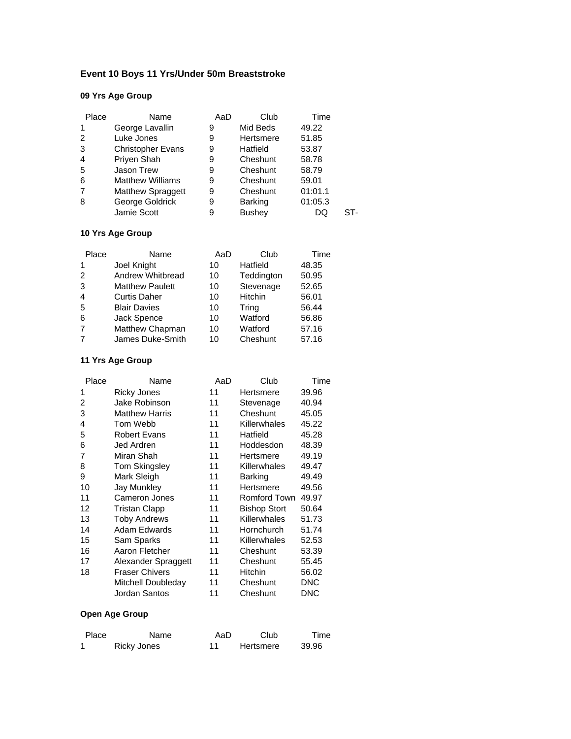**Event 10 Boys 11 Yrs/Under 50m Breaststroke**

**09 Yrs Age Group**

| Place | Name | AaD | Club | Time | |
|---|---|---|---|---|---|
| 1 | George Lavallin | 9 | Mid Beds | 49.22 | |
| 2 | Luke Jones | 9 | Hertsmere | 51.85 | |
| 3 | Christopher Evans | 9 | Hatfield | 53.87 | |
| 4 | Priyen Shah | 9 | Cheshunt | 58.78 | |
| 5 | Jason Trew | 9 | Cheshunt | 58.79 | |
| 6 | Matthew Williams | 9 | Cheshunt | 59.01 | |
| 7 | Matthew Spraggett | 9 | Cheshunt | 01:01.1 | |
| 8 | George Goldrick | 9 | Barking | 01:05.3 | |
| | Jamie Scott | 9 | Bushey | DQ | ST- |

**10 Yrs Age Group**

| Place | Name | AaD | Club | Time |
|---|---|---|---|---|
| 1 | Joel Knight | 10 | Hatfield | 48.35 |
| 2 | Andrew Whitbread | 10 | Teddington | 50.95 |
| 3 | Matthew Paulett | 10 | Stevenage | 52.65 |
| 4 | Curtis Daher | 10 | Hitchin | 56.01 |
| 5 | Blair Davies | 10 | Tring | 56.44 |
| 6 | Jack Spence | 10 | Watford | 56.86 |
| 7 | Matthew Chapman | 10 | Watford | 57.16 |
| 7 | James Duke-Smith | 10 | Cheshunt | 57.16 |

**11 Yrs Age Group**

| Place | Name | AaD | Club | Time |
|---|---|---|---|---|
| 1 | Ricky Jones | 11 | Hertsmere | 39.96 |
| 2 | Jake Robinson | 11 | Stevenage | 40.94 |
| 3 | Matthew Harris | 11 | Cheshunt | 45.05 |
| 4 | Tom Webb | 11 | Killerwhales | 45.22 |
| 5 | Robert Evans | 11 | Hatfield | 45.28 |
| 6 | Jed Ardren | 11 | Hoddesdon | 48.39 |
| 7 | Miran Shah | 11 | Hertsmere | 49.19 |
| 8 | Tom Skingsley | 11 | Killerwhales | 49.47 |
| 9 | Mark Sleigh | 11 | Barking | 49.49 |
| 10 | Jay Munkley | 11 | Hertsmere | 49.56 |
| 11 | Cameron Jones | 11 | Romford Town | 49.97 |
| 12 | Tristan Clapp | 11 | Bishop Stort | 50.64 |
| 13 | Toby Andrews | 11 | Killerwhales | 51.73 |
| 14 | Adam Edwards | 11 | Hornchurch | 51.74 |
| 15 | Sam Sparks | 11 | Killerwhales | 52.53 |
| 16 | Aaron Fletcher | 11 | Cheshunt | 53.39 |
| 17 | Alexander Spraggett | 11 | Cheshunt | 55.45 |
| 18 | Fraser Chivers | 11 | Hitchin | 56.02 |
| | Mitchell Doubleday | 11 | Cheshunt | DNC |
| | Jordan Santos | 11 | Cheshunt | DNC |

**Open Age Group**

| Place | Name | AaD | Club | Time |
|---|---|---|---|---|
| 1 | Ricky Jones | 11 | Hertsmere | 39.96 |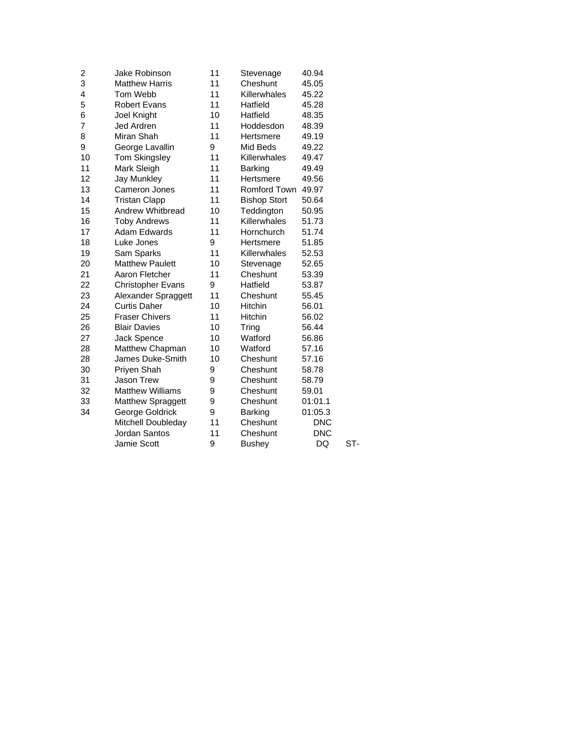| | | | | | |
|---|---|---|---|---|---|
| 2 | Jake Robinson | 11 | Stevenage | 40.94 | |
| 3 | Matthew Harris | 11 | Cheshunt | 45.05 | |
| 4 | Tom Webb | 11 | Killerwhales | 45.22 | |
| 5 | Robert Evans | 11 | Hatfield | 45.28 | |
| 6 | Joel Knight | 10 | Hatfield | 48.35 | |
| 7 | Jed Ardren | 11 | Hoddesdon | 48.39 | |
| 8 | Miran Shah | 11 | Hertsmere | 49.19 | |
| 9 | George Lavallin | 9 | Mid Beds | 49.22 | |
| 10 | Tom Skingsley | 11 | Killerwhales | 49.47 | |
| 11 | Mark Sleigh | 11 | Barking | 49.49 | |
| 12 | Jay Munkley | 11 | Hertsmere | 49.56 | |
| 13 | Cameron Jones | 11 | Romford Town | 49.97 | |
| 14 | Tristan Clapp | 11 | Bishop Stort | 50.64 | |
| 15 | Andrew Whitbread | 10 | Teddington | 50.95 | |
| 16 | Toby Andrews | 11 | Killerwhales | 51.73 | |
| 17 | Adam Edwards | 11 | Hornchurch | 51.74 | |
| 18 | Luke Jones | 9 | Hertsmere | 51.85 | |
| 19 | Sam Sparks | 11 | Killerwhales | 52.53 | |
| 20 | Matthew Paulett | 10 | Stevenage | 52.65 | |
| 21 | Aaron Fletcher | 11 | Cheshunt | 53.39 | |
| 22 | Christopher Evans | 9 | Hatfield | 53.87 | |
| 23 | Alexander Spraggett | 11 | Cheshunt | 55.45 | |
| 24 | Curtis Daher | 10 | Hitchin | 56.01 | |
| 25 | Fraser Chivers | 11 | Hitchin | 56.02 | |
| 26 | Blair Davies | 10 | Tring | 56.44 | |
| 27 | Jack Spence | 10 | Watford | 56.86 | |
| 28 | Matthew Chapman | 10 | Watford | 57.16 | |
| 28 | James Duke-Smith | 10 | Cheshunt | 57.16 | |
| 30 | Priyen Shah | 9 | Cheshunt | 58.78 | |
| 31 | Jason Trew | 9 | Cheshunt | 58.79 | |
| 32 | Matthew Williams | 9 | Cheshunt | 59.01 | |
| 33 | Matthew Spraggett | 9 | Cheshunt | 01:01.1 | |
| 34 | George Goldrick | 9 | Barking | 01:05.3 | |
| | Mitchell Doubleday | 11 | Cheshunt | DNC | |
| | Jordan Santos | 11 | Cheshunt | DNC | |
| | Jamie Scott | 9 | Bushey | DQ | ST- |